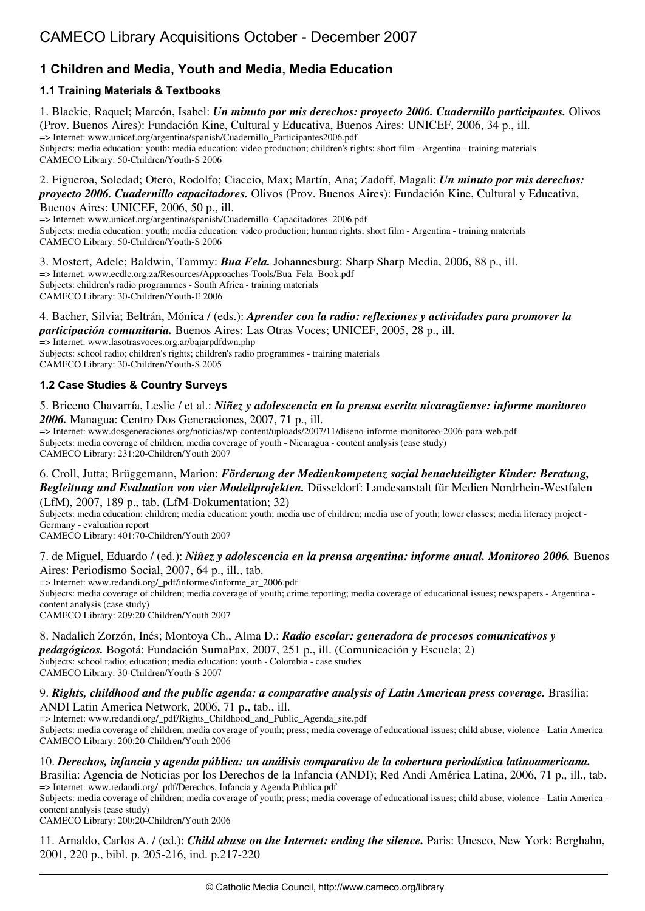# CAMECO Library Acquisitions October - December 2007

## 1 Children and Media, Youth and Media, Media Education

### 1.1 Training Materials & Textbooks

1. Blackie, Raquel; Marcón, Isabel: ***Un minuto por mis derechos: proyecto 2006. Cuadernillo participantes.*** Olivos (Prov. Buenos Aires): Fundación Kine, Cultural y Educativa, Buenos Aires: UNICEF, 2006, 34 p., ill.
=> Internet: www.unicef.org/argentina/spanish/Cuadernillo_Participantes2006.pdf
Subjects: media education: youth; media education: video production; children's rights; short film - Argentina - training materials
CAMECO Library: 50-Children/Youth-S 2006

2. Figueroa, Soledad; Otero, Rodolfo; Ciaccio, Max; Martín, Ana; Zadoff, Magali: ***Un minuto por mis derechos: proyecto 2006. Cuadernillo capacitadores.*** Olivos (Prov. Buenos Aires): Fundación Kine, Cultural y Educativa, Buenos Aires: UNICEF, 2006, 50 p., ill.
=> Internet: www.unicef.org/argentina/spanish/Cuadernillo_Capacitadores_2006.pdf
Subjects: media education: youth; media education: video production; human rights; short film - Argentina - training materials
CAMECO Library: 50-Children/Youth-S 2006

3. Mostert, Adele; Baldwin, Tammy: ***Bua Fela.*** Johannesburg: Sharp Sharp Media, 2006, 88 p., ill.
=> Internet: www.ecdlc.org.za/Resources/Approaches-Tools/Bua_Fela_Book.pdf
Subjects: children's radio programmes - South Africa - training materials
CAMECO Library: 30-Children/Youth-E 2006

4. Bacher, Silvia; Beltrán, Mónica / (eds.): ***Aprender con la radio: reflexiones y actividades para promover la participación comunitaria.*** Buenos Aires: Las Otras Voces; UNICEF, 2005, 28 p., ill.
=> Internet: www.lasotrasvoces.org.ar/bajarpdfdwn.php
Subjects: school radio; children's rights; children's radio programmes - training materials
CAMECO Library: 30-Children/Youth-S 2005

### 1.2 Case Studies & Country Surveys

5. Briceno Chavarría, Leslie / et al.: ***Niñez y adolescencia en la prensa escrita nicaragüense: informe monitoreo 2006.*** Managua: Centro Dos Generaciones, 2007, 71 p., ill.
=> Internet: www.dosgeneraciones.org/noticias/wp-content/uploads/2007/11/diseno-informe-monitoreo-2006-para-web.pdf
Subjects: media coverage of children; media coverage of youth - Nicaragua - content analysis (case study)
CAMECO Library: 231:20-Children/Youth 2007

6. Croll, Jutta; Brüggemann, Marion: ***Förderung der Medienkompetenz sozial benachteiligter Kinder: Beratung, Begleitung und Evaluation von vier Modellprojekten.*** Düsseldorf: Landesanstalt für Medien Nordrhein-Westfalen (LfM), 2007, 189 p., tab. (LfM-Dokumentation; 32)
Subjects: media education: children; media education: youth; media use of children; media use of youth; lower classes; media literacy project - Germany - evaluation report
CAMECO Library: 401:70-Children/Youth 2007

7. de Miguel, Eduardo / (ed.): ***Niñez y adolescencia en la prensa argentina: informe anual. Monitoreo 2006.*** Buenos Aires: Periodismo Social, 2007, 64 p., ill., tab.
=> Internet: www.redandi.org/_pdf/informes/informe_ar_2006.pdf
Subjects: media coverage of children; media coverage of youth; crime reporting; media coverage of educational issues; newspapers - Argentina - content analysis (case study)
CAMECO Library: 209:20-Children/Youth 2007

8. Nadalich Zorzón, Inés; Montoya Ch., Alma D.: ***Radio escolar: generadora de procesos comunicativos y pedagógicos.*** Bogotá: Fundación SumaPax, 2007, 251 p., ill. (Comunicación y Escuela; 2)
Subjects: school radio; education; media education: youth - Colombia - case studies
CAMECO Library: 30-Children/Youth-S 2007

9. ***Rights, childhood and the public agenda: a comparative analysis of Latin American press coverage.*** Brasília: ANDI Latin America Network, 2006, 71 p., tab., ill.
=> Internet: www.redandi.org/_pdf/Rights_Childhood_and_Public_Agenda_site.pdf
Subjects: media coverage of children; media coverage of youth; press; media coverage of educational issues; child abuse; violence - Latin America
CAMECO Library: 200:20-Children/Youth 2006

10. ***Derechos, infancia y agenda pública: un análisis comparativo de la cobertura periodística latinoamericana.*** Brasilia: Agencia de Noticias por los Derechos de la Infancia (ANDI); Red Andi América Latina, 2006, 71 p., ill., tab.
=> Internet: www.redandi.org/_pdf/Derechos, Infancia y Agenda Publica.pdf
Subjects: media coverage of children; media coverage of youth; press; media coverage of educational issues; child abuse; violence - Latin America - content analysis (case study)
CAMECO Library: 200:20-Children/Youth 2006

11. Arnaldo, Carlos A. / (ed.): ***Child abuse on the Internet: ending the silence.*** Paris: Unesco, New York: Berghahn, 2001, 220 p., bibl. p. 205-216, ind. p.217-220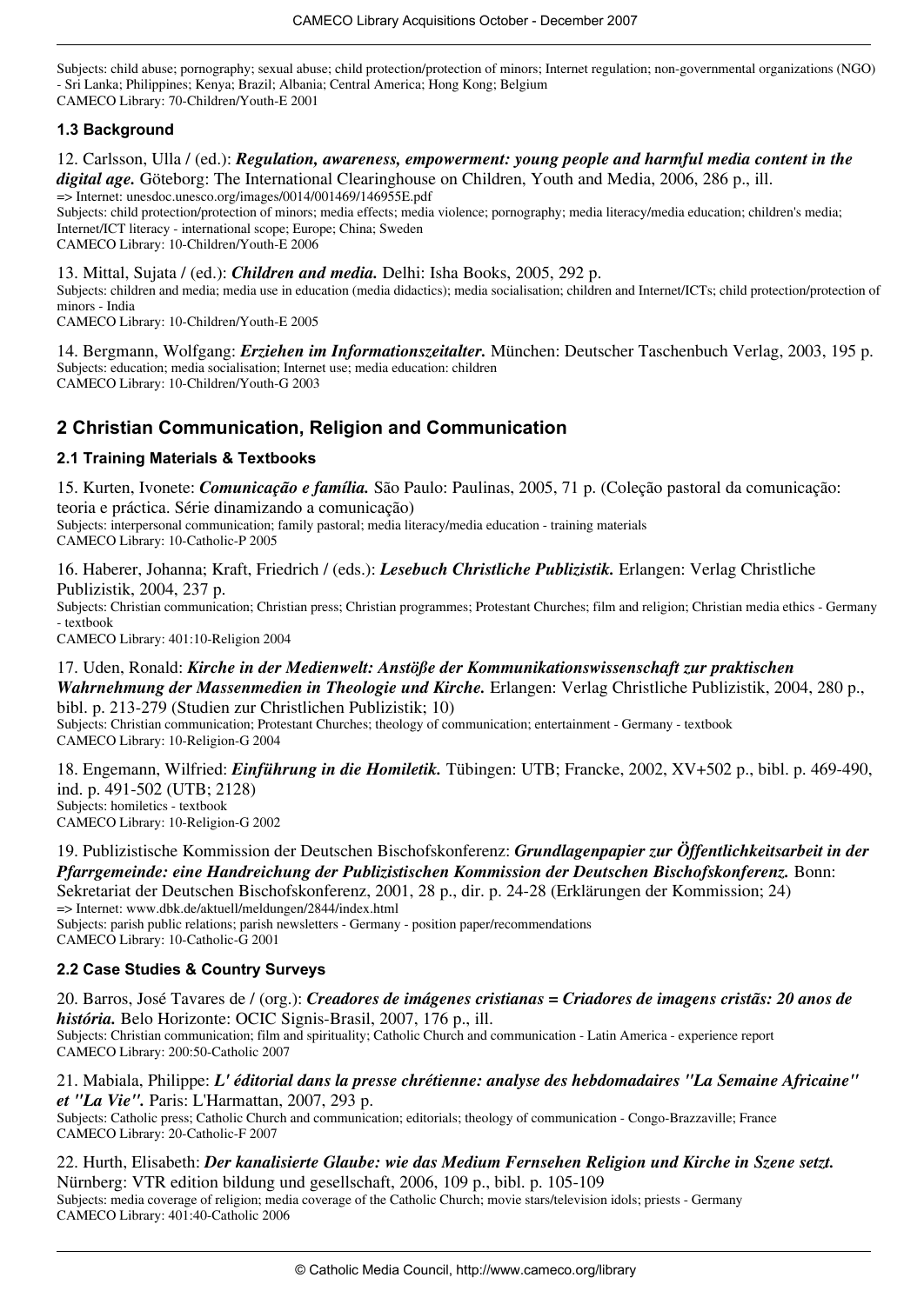Subjects: child abuse; pornography; sexual abuse; child protection/protection of minors; Internet regulation; non-governmental organizations (NGO) - Sri Lanka; Philippines; Kenya; Brazil; Albania; Central America; Hong Kong; Belgium
CAMECO Library: 70-Children/Youth-E 2001

### 1.3 Background

12. Carlsson, Ulla / (ed.): ***Regulation, awareness, empowerment: young people and harmful media content in the digital age.*** Göteborg: The International Clearinghouse on Children, Youth and Media, 2006, 286 p., ill.
=> Internet: unesdoc.unesco.org/images/0014/001469/146955E.pdf
Subjects: child protection/protection of minors; media effects; media violence; pornography; media literacy/media education; children's media; Internet/ICT literacy - international scope; Europe; China; Sweden
CAMECO Library: 10-Children/Youth-E 2006

13. Mittal, Sujata / (ed.): ***Children and media.*** Delhi: Isha Books, 2005, 292 p.
Subjects: children and media; media use in education (media didactics); media socialisation; children and Internet/ICTs; child protection/protection of minors - India
CAMECO Library: 10-Children/Youth-E 2005

14. Bergmann, Wolfgang: ***Erziehen im Informationszeitalter.*** München: Deutscher Taschenbuch Verlag, 2003, 195 p.
Subjects: education; media socialisation; Internet use; media education: children
CAMECO Library: 10-Children/Youth-G 2003

## 2 Christian Communication, Religion and Communication

### 2.1 Training Materials & Textbooks

15. Kurten, Ivonete: ***Comunicação e família.*** São Paulo: Paulinas, 2005, 71 p. (Coleção pastoral da comunicação: teoria e práctica. Série dinamizando a comunicação)
Subjects: interpersonal communication; family pastoral; media literacy/media education - training materials
CAMECO Library: 10-Catholic-P 2005

16. Haberer, Johanna; Kraft, Friedrich / (eds.): ***Lesebuch Christliche Publizistik.*** Erlangen: Verlag Christliche Publizistik, 2004, 237 p.
Subjects: Christian communication; Christian press; Christian programmes; Protestant Churches; film and religion; Christian media ethics - Germany - textbook
CAMECO Library: 401:10-Religion 2004

17. Uden, Ronald: ***Kirche in der Medienwelt: Anstöße der Kommunikationswissenschaft zur praktischen Wahrnehmung der Massenmedien in Theologie und Kirche.*** Erlangen: Verlag Christliche Publizistik, 2004, 280 p., bibl. p. 213-279 (Studien zur Christlichen Publizistik; 10)
Subjects: Christian communication; Protestant Churches; theology of communication; entertainment - Germany - textbook
CAMECO Library: 10-Religion-G 2004

18. Engemann, Wilfried: ***Einführung in die Homiletik.*** Tübingen: UTB; Francke, 2002, XV+502 p., bibl. p. 469-490, ind. p. 491-502 (UTB; 2128)
Subjects: homiletics - textbook
CAMECO Library: 10-Religion-G 2002

19. Publizistische Kommission der Deutschen Bischofskonferenz: ***Grundlagenpapier zur Öffentlichkeitsarbeit in der Pfarrgemeinde: eine Handreichung der Publizistischen Kommission der Deutschen Bischofskonferenz.*** Bonn: Sekretariat der Deutschen Bischofskonferenz, 2001, 28 p., dir. p. 24-28 (Erklärungen der Kommission; 24)
=> Internet: www.dbk.de/aktuell/meldungen/2844/index.html
Subjects: parish public relations; parish newsletters - Germany - position paper/recommendations
CAMECO Library: 10-Catholic-G 2001

### 2.2 Case Studies & Country Surveys

20. Barros, José Tavares de / (org.): ***Creadores de imágenes cristianas = Criadores de imagens cristãs: 20 anos de história.*** Belo Horizonte: OCIC Signis-Brasil, 2007, 176 p., ill.
Subjects: Christian communication; film and spirituality; Catholic Church and communication - Latin America - experience report
CAMECO Library: 200:50-Catholic 2007

21. Mabiala, Philippe: ***L' éditorial dans la presse chrétienne: analyse des hebdomadaires "La Semaine Africaine" et "La Vie".*** Paris: L'Harmattan, 2007, 293 p.
Subjects: Catholic press; Catholic Church and communication; editorials; theology of communication - Congo-Brazzaville; France
CAMECO Library: 20-Catholic-F 2007

22. Hurth, Elisabeth: ***Der kanalisierte Glaube: wie das Medium Fernsehen Religion und Kirche in Szene setzt.*** Nürnberg: VTR edition bildung und gesellschaft, 2006, 109 p., bibl. p. 105-109
Subjects: media coverage of religion; media coverage of the Catholic Church; movie stars/television idols; priests - Germany
CAMECO Library: 401:40-Catholic 2006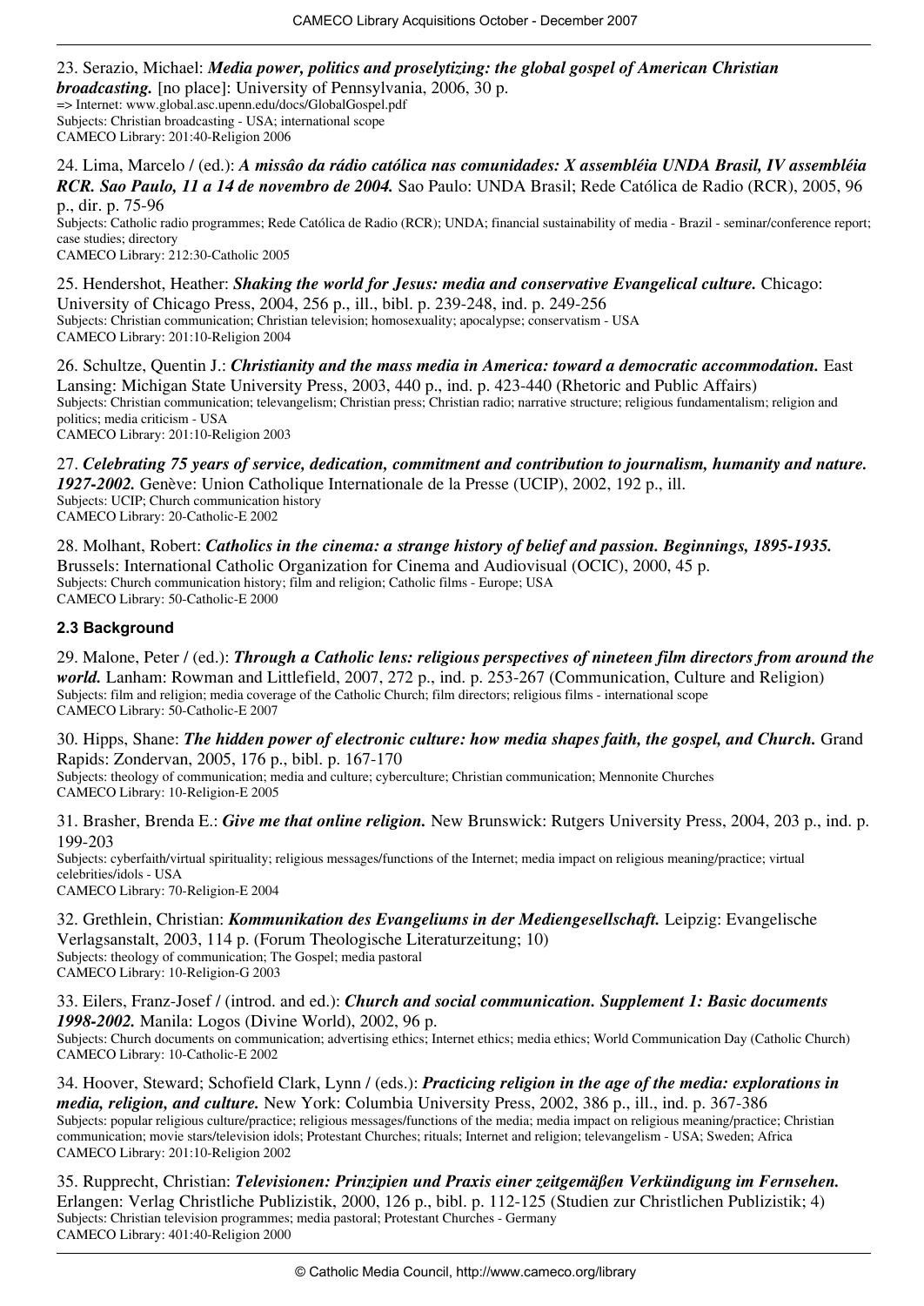23. Serazio, Michael: ***Media power, politics and proselytizing: the global gospel of American Christian broadcasting.*** [no place]: University of Pennsylvania, 2006, 30 p.
=> Internet: www.global.asc.upenn.edu/docs/GlobalGospel.pdf
Subjects: Christian broadcasting - USA; international scope
CAMECO Library: 201:40-Religion 2006

24. Lima, Marcelo / (ed.): ***A missâo da rádio católica nas comunidades: X assembléia UNDA Brasil, IV assembléia RCR. Sao Paulo, 11 a 14 de novembro de 2004.*** Sao Paulo: UNDA Brasil; Rede Católica de Radio (RCR), 2005, 96 p., dir. p. 75-96
Subjects: Catholic radio programmes; Rede Católica de Radio (RCR); UNDA; financial sustainability of media - Brazil - seminar/conference report; case studies; directory
CAMECO Library: 212:30-Catholic 2005

25. Hendershot, Heather: ***Shaking the world for Jesus: media and conservative Evangelical culture.*** Chicago: University of Chicago Press, 2004, 256 p., ill., bibl. p. 239-248, ind. p. 249-256
Subjects: Christian communication; Christian television; homosexuality; apocalypse; conservatism - USA
CAMECO Library: 201:10-Religion 2004

26. Schultze, Quentin J.: ***Christianity and the mass media in America: toward a democratic accommodation.*** East Lansing: Michigan State University Press, 2003, 440 p., ind. p. 423-440 (Rhetoric and Public Affairs)
Subjects: Christian communication; televangelism; Christian press; Christian radio; narrative structure; religious fundamentalism; religion and politics; media criticism - USA
CAMECO Library: 201:10-Religion 2003

27. ***Celebrating 75 years of service, dedication, commitment and contribution to journalism, humanity and nature. 1927-2002.*** Genève: Union Catholique Internationale de la Presse (UCIP), 2002, 192 p., ill.
Subjects: UCIP; Church communication history
CAMECO Library: 20-Catholic-E 2002

28. Molhant, Robert: ***Catholics in the cinema: a strange history of belief and passion. Beginnings, 1895-1935.*** Brussels: International Catholic Organization for Cinema and Audiovisual (OCIC), 2000, 45 p.
Subjects: Church communication history; film and religion; Catholic films - Europe; USA
CAMECO Library: 50-Catholic-E 2000

### 2.3 Background

29. Malone, Peter / (ed.): ***Through a Catholic lens: religious perspectives of nineteen film directors from around the world.*** Lanham: Rowman and Littlefield, 2007, 272 p., ind. p. 253-267 (Communication, Culture and Religion)
Subjects: film and religion; media coverage of the Catholic Church; film directors; religious films - international scope
CAMECO Library: 50-Catholic-E 2007

30. Hipps, Shane: ***The hidden power of electronic culture: how media shapes faith, the gospel, and Church.*** Grand Rapids: Zondervan, 2005, 176 p., bibl. p. 167-170
Subjects: theology of communication; media and culture; cyberculture; Christian communication; Mennonite Churches
CAMECO Library: 10-Religion-E 2005

31. Brasher, Brenda E.: ***Give me that online religion.*** New Brunswick: Rutgers University Press, 2004, 203 p., ind. p. 199-203
Subjects: cyberfaith/virtual spirituality; religious messages/functions of the Internet; media impact on religious meaning/practice; virtual celebrities/idols - USA
CAMECO Library: 70-Religion-E 2004

32. Grethlein, Christian: ***Kommunikation des Evangeliums in der Mediengesellschaft.*** Leipzig: Evangelische Verlagsanstalt, 2003, 114 p. (Forum Theologische Literaturzeitung; 10)
Subjects: theology of communication; The Gospel; media pastoral
CAMECO Library: 10-Religion-G 2003

33. Eilers, Franz-Josef / (introd. and ed.): ***Church and social communication. Supplement 1: Basic documents 1998-2002.*** Manila: Logos (Divine World), 2002, 96 p.
Subjects: Church documents on communication; advertising ethics; Internet ethics; media ethics; World Communication Day (Catholic Church)
CAMECO Library: 10-Catholic-E 2002

34. Hoover, Steward; Schofield Clark, Lynn / (eds.): ***Practicing religion in the age of the media: explorations in media, religion, and culture.*** New York: Columbia University Press, 2002, 386 p., ill., ind. p. 367-386
Subjects: popular religious culture/practice; religious messages/functions of the media; media impact on religious meaning/practice; Christian communication; movie stars/television idols; Protestant Churches; rituals; Internet and religion; televangelism - USA; Sweden; Africa
CAMECO Library: 201:10-Religion 2002

35. Rupprecht, Christian: ***Televisionen: Prinzipien und Praxis einer zeitgemäßen Verkündigung im Fernsehen.*** Erlangen: Verlag Christliche Publizistik, 2000, 126 p., bibl. p. 112-125 (Studien zur Christlichen Publizistik; 4)
Subjects: Christian television programmes; media pastoral; Protestant Churches - Germany
CAMECO Library: 401:40-Religion 2000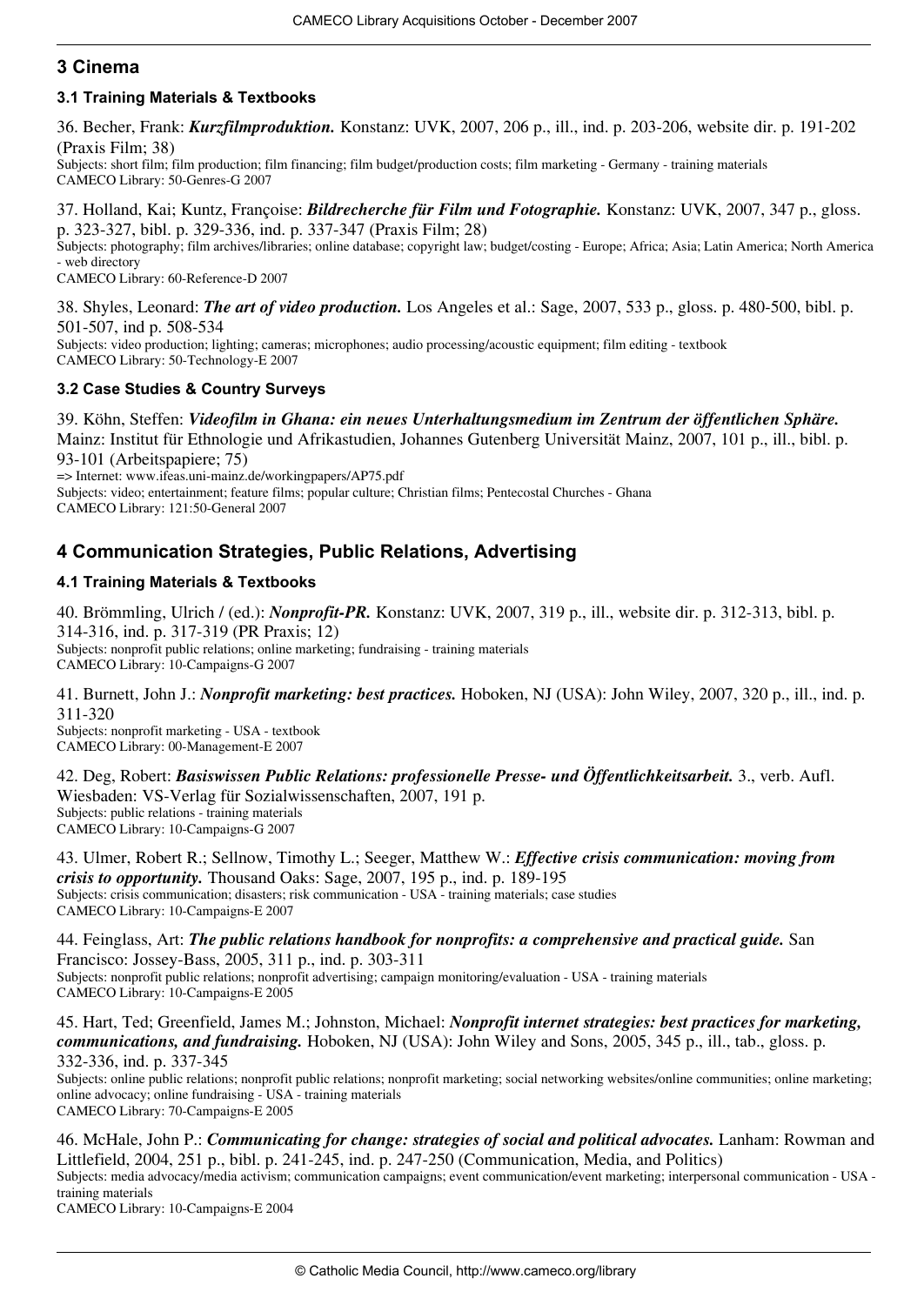## 3 Cinema

### 3.1 Training Materials & Textbooks

36. Becher, Frank: ***Kurzfilmproduktion.*** Konstanz: UVK, 2007, 206 p., ill., ind. p. 203-206, website dir. p. 191-202 (Praxis Film; 38)
Subjects: short film; film production; film financing; film budget/production costs; film marketing - Germany - training materials
CAMECO Library: 50-Genres-G 2007

37. Holland, Kai; Kuntz, Françoise: ***Bildrecherche für Film und Fotographie.*** Konstanz: UVK, 2007, 347 p., gloss. p. 323-327, bibl. p. 329-336, ind. p. 337-347 (Praxis Film; 28)
Subjects: photography; film archives/libraries; online database; copyright law; budget/costing - Europe; Africa; Asia; Latin America; North America - web directory
CAMECO Library: 60-Reference-D 2007

38. Shyles, Leonard: ***The art of video production.*** Los Angeles et al.: Sage, 2007, 533 p., gloss. p. 480-500, bibl. p. 501-507, ind p. 508-534
Subjects: video production; lighting; cameras; microphones; audio processing/acoustic equipment; film editing - textbook
CAMECO Library: 50-Technology-E 2007

### 3.2 Case Studies & Country Surveys

39. Köhn, Steffen: ***Videofilm in Ghana: ein neues Unterhaltungsmedium im Zentrum der öffentlichen Sphäre.*** Mainz: Institut für Ethnologie und Afrikastudien, Johannes Gutenberg Universität Mainz, 2007, 101 p., ill., bibl. p. 93-101 (Arbeitspapiere; 75)
=> Internet: www.ifeas.uni-mainz.de/workingpapers/AP75.pdf
Subjects: video; entertainment; feature films; popular culture; Christian films; Pentecostal Churches - Ghana
CAMECO Library: 121:50-General 2007

## 4 Communication Strategies, Public Relations, Advertising

### 4.1 Training Materials & Textbooks

40. Brömmling, Ulrich / (ed.): ***Nonprofit-PR.*** Konstanz: UVK, 2007, 319 p., ill., website dir. p. 312-313, bibl. p. 314-316, ind. p. 317-319 (PR Praxis; 12)
Subjects: nonprofit public relations; online marketing; fundraising - training materials
CAMECO Library: 10-Campaigns-G 2007

41. Burnett, John J.: ***Nonprofit marketing: best practices.*** Hoboken, NJ (USA): John Wiley, 2007, 320 p., ill., ind. p. 311-320
Subjects: nonprofit marketing - USA - textbook
CAMECO Library: 00-Management-E 2007

42. Deg, Robert: ***Basiswissen Public Relations: professionelle Presse- und Öffentlichkeitsarbeit.*** 3., verb. Aufl. Wiesbaden: VS-Verlag für Sozialwissenschaften, 2007, 191 p.
Subjects: public relations - training materials
CAMECO Library: 10-Campaigns-G 2007

43. Ulmer, Robert R.; Sellnow, Timothy L.; Seeger, Matthew W.: ***Effective crisis communication: moving from crisis to opportunity.*** Thousand Oaks: Sage, 2007, 195 p., ind. p. 189-195
Subjects: crisis communication; disasters; risk communication - USA - training materials; case studies
CAMECO Library: 10-Campaigns-E 2007

44. Feinglass, Art: ***The public relations handbook for nonprofits: a comprehensive and practical guide.*** San Francisco: Jossey-Bass, 2005, 311 p., ind. p. 303-311
Subjects: nonprofit public relations; nonprofit advertising; campaign monitoring/evaluation - USA - training materials
CAMECO Library: 10-Campaigns-E 2005

45. Hart, Ted; Greenfield, James M.; Johnston, Michael: ***Nonprofit internet strategies: best practices for marketing, communications, and fundraising.*** Hoboken, NJ (USA): John Wiley and Sons, 2005, 345 p., ill., tab., gloss. p. 332-336, ind. p. 337-345
Subjects: online public relations; nonprofit public relations; nonprofit marketing; social networking websites/online communities; online marketing; online advocacy; online fundraising - USA - training materials
CAMECO Library: 70-Campaigns-E 2005

46. McHale, John P.: ***Communicating for change: strategies of social and political advocates.*** Lanham: Rowman and Littlefield, 2004, 251 p., bibl. p. 241-245, ind. p. 247-250 (Communication, Media, and Politics)
Subjects: media advocacy/media activism; communication campaigns; event communication/event marketing; interpersonal communication - USA - training materials
CAMECO Library: 10-Campaigns-E 2004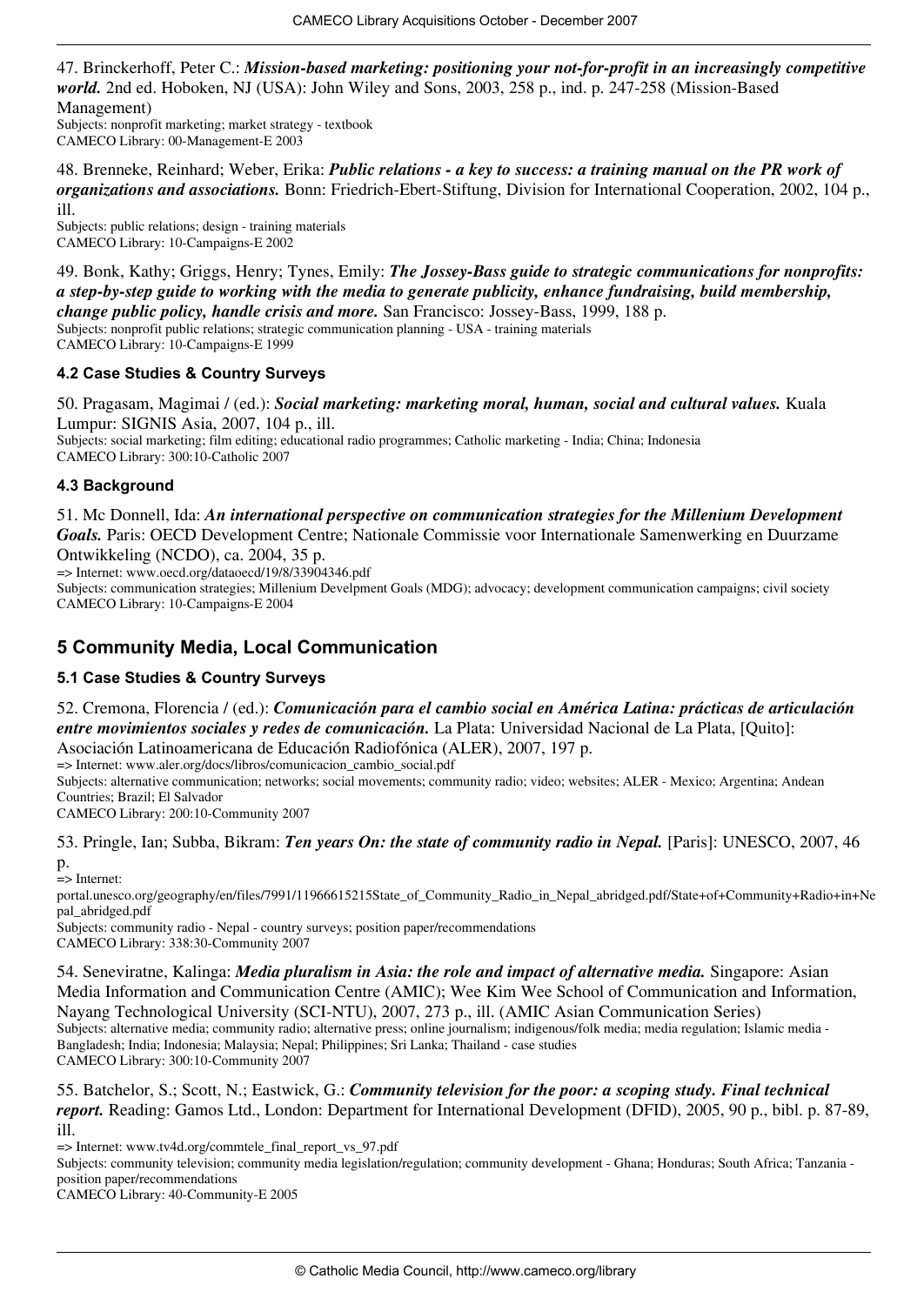47. Brinckerhoff, Peter C.: ***Mission-based marketing: positioning your not-for-profit in an increasingly competitive world.*** 2nd ed. Hoboken, NJ (USA): John Wiley and Sons, 2003, 258 p., ind. p. 247-258 (Mission-Based Management)
Subjects: nonprofit marketing; market strategy - textbook
CAMECO Library: 00-Management-E 2003

48. Brenneke, Reinhard; Weber, Erika: ***Public relations - a key to success: a training manual on the PR work of organizations and associations.*** Bonn: Friedrich-Ebert-Stiftung, Division for International Cooperation, 2002, 104 p., ill.
Subjects: public relations; design - training materials
CAMECO Library: 10-Campaigns-E 2002

49. Bonk, Kathy; Griggs, Henry; Tynes, Emily: ***The Jossey-Bass guide to strategic communications for nonprofits: a step-by-step guide to working with the media to generate publicity, enhance fundraising, build membership, change public policy, handle crisis and more.*** San Francisco: Jossey-Bass, 1999, 188 p.
Subjects: nonprofit public relations; strategic communication planning - USA - training materials
CAMECO Library: 10-Campaigns-E 1999

### 4.2 Case Studies & Country Surveys

50. Pragasam, Magimai / (ed.): ***Social marketing: marketing moral, human, social and cultural values.*** Kuala Lumpur: SIGNIS Asia, 2007, 104 p., ill.
Subjects: social marketing; film editing; educational radio programmes; Catholic marketing - India; China; Indonesia
CAMECO Library: 300:10-Catholic 2007

### 4.3 Background

51. Mc Donnell, Ida: ***An international perspective on communication strategies for the Millenium Development Goals.*** Paris: OECD Development Centre; Nationale Commissie voor Internationale Samenwerking en Duurzame Ontwikkeling (NCDO), ca. 2004, 35 p.
=> Internet: www.oecd.org/dataoecd/19/8/33904346.pdf
Subjects: communication strategies; Millenium Develpment Goals (MDG); advocacy; development communication campaigns; civil society
CAMECO Library: 10-Campaigns-E 2004

## 5 Community Media, Local Communication

### 5.1 Case Studies & Country Surveys

52. Cremona, Florencia / (ed.): ***Comunicación para el cambio social en América Latina: prácticas de articulación entre movimientos sociales y redes de comunicación.*** La Plata: Universidad Nacional de La Plata, [Quito]: Asociación Latinoamericana de Educación Radiofónica (ALER), 2007, 197 p.
=> Internet: www.aler.org/docs/libros/comunicacion_cambio_social.pdf
Subjects: alternative communication; networks; social movements; community radio; video; websites; ALER - Mexico; Argentina; Andean Countries; Brazil; El Salvador
CAMECO Library: 200:10-Community 2007

53. Pringle, Ian; Subba, Bikram: ***Ten years On: the state of community radio in Nepal.*** [Paris]: UNESCO, 2007, 46 p.
=> Internet:
portal.unesco.org/geography/en/files/7991/11966615215State_of_Community_Radio_in_Nepal_abridged.pdf/State+of+Community+Radio+in+Nepal_abridged.pdf
Subjects: community radio - Nepal - country surveys; position paper/recommendations
CAMECO Library: 338:30-Community 2007

54. Seneviratne, Kalinga: ***Media pluralism in Asia: the role and impact of alternative media.*** Singapore: Asian Media Information and Communication Centre (AMIC); Wee Kim Wee School of Communication and Information, Nayang Technological University (SCI-NTU), 2007, 273 p., ill. (AMIC Asian Communication Series)
Subjects: alternative media; community radio; alternative press; online journalism; indigenous/folk media; media regulation; Islamic media - Bangladesh; India; Indonesia; Malaysia; Nepal; Philippines; Sri Lanka; Thailand - case studies
CAMECO Library: 300:10-Community 2007

55. Batchelor, S.; Scott, N.; Eastwick, G.: ***Community television for the poor: a scoping study. Final technical report.*** Reading: Gamos Ltd., London: Department for International Development (DFID), 2005, 90 p., bibl. p. 87-89, ill.
=> Internet: www.tv4d.org/commtele_final_report_vs_97.pdf
Subjects: community television; community media legislation/regulation; community development - Ghana; Honduras; South Africa; Tanzania - position paper/recommendations
CAMECO Library: 40-Community-E 2005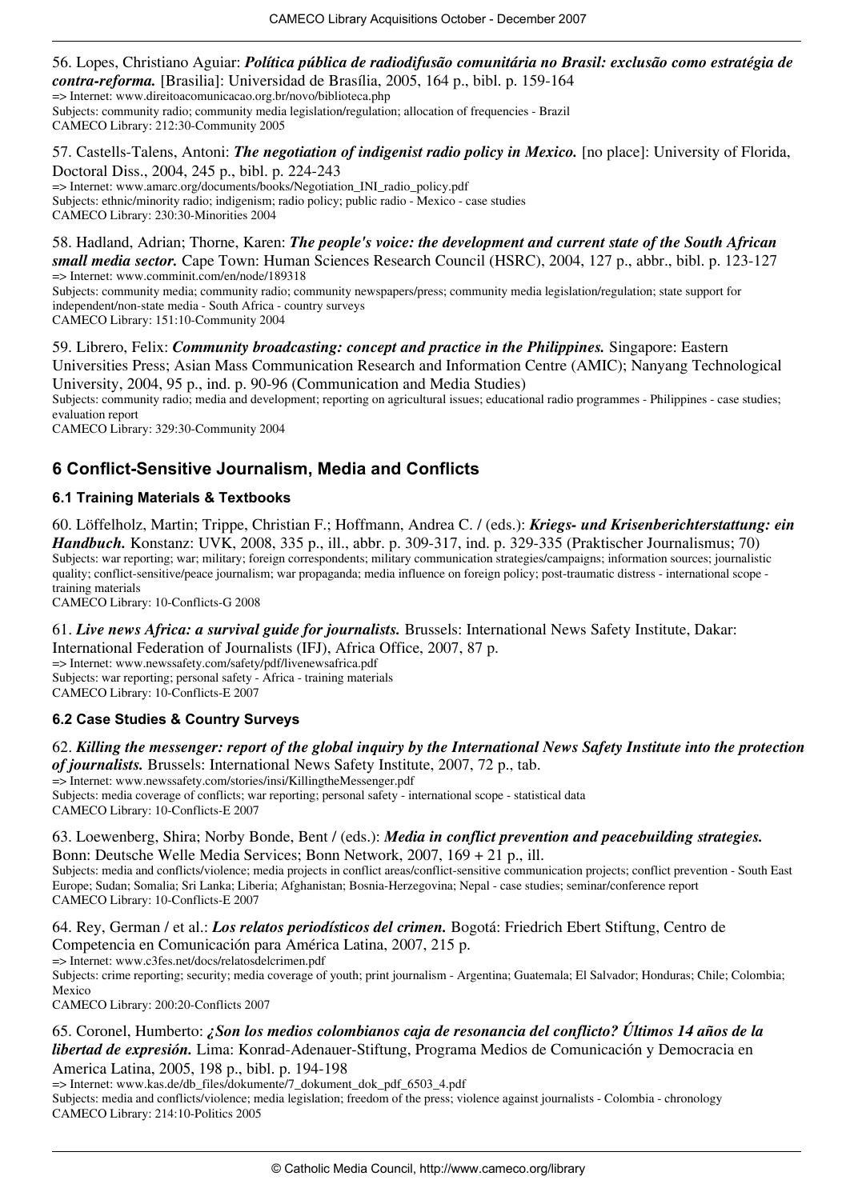56. Lopes, Christiano Aguiar: ***Política pública de radiodifusão comunitária no Brasil: exclusão como estratégia de contra-reforma.*** [Brasilia]: Universidad de Brasília, 2005, 164 p., bibl. p. 159-164
=> Internet: www.direitoacomunicacao.org.br/novo/biblioteca.php
Subjects: community radio; community media legislation/regulation; allocation of frequencies - Brazil
CAMECO Library: 212:30-Community 2005

57. Castells-Talens, Antoni: ***The negotiation of indigenist radio policy in Mexico.*** [no place]: University of Florida, Doctoral Diss., 2004, 245 p., bibl. p. 224-243
=> Internet: www.amarc.org/documents/books/Negotiation_INI_radio_policy.pdf
Subjects: ethnic/minority radio; indigenism; radio policy; public radio - Mexico - case studies
CAMECO Library: 230:30-Minorities 2004

58. Hadland, Adrian; Thorne, Karen: ***The people's voice: the development and current state of the South African small media sector.*** Cape Town: Human Sciences Research Council (HSRC), 2004, 127 p., abbr., bibl. p. 123-127
=> Internet: www.comminit.com/en/node/189318
Subjects: community media; community radio; community newspapers/press; community media legislation/regulation; state support for independent/non-state media - South Africa - country surveys
CAMECO Library: 151:10-Community 2004

59. Librero, Felix: ***Community broadcasting: concept and practice in the Philippines.*** Singapore: Eastern Universities Press; Asian Mass Communication Research and Information Centre (AMIC); Nanyang Technological University, 2004, 95 p., ind. p. 90-96 (Communication and Media Studies)
Subjects: community radio; media and development; reporting on agricultural issues; educational radio programmes - Philippines - case studies; evaluation report
CAMECO Library: 329:30-Community 2004

## 6 Conflict-Sensitive Journalism, Media and Conflicts

### 6.1 Training Materials & Textbooks

60. Löffelholz, Martin; Trippe, Christian F.; Hoffmann, Andrea C. / (eds.): ***Kriegs- und Krisenberichterstattung: ein Handbuch.*** Konstanz: UVK, 2008, 335 p., ill., abbr. p. 309-317, ind. p. 329-335 (Praktischer Journalismus; 70)
Subjects: war reporting; war; military; foreign correspondents; military communication strategies/campaigns; information sources; journalistic quality; conflict-sensitive/peace journalism; war propaganda; media influence on foreign policy; post-traumatic distress - international scope - training materials
CAMECO Library: 10-Conflicts-G 2008

61. ***Live news Africa: a survival guide for journalists.*** Brussels: International News Safety Institute, Dakar: International Federation of Journalists (IFJ), Africa Office, 2007, 87 p.
=> Internet: www.newssafety.com/safety/pdf/livenewsafrica.pdf
Subjects: war reporting; personal safety - Africa - training materials
CAMECO Library: 10-Conflicts-E 2007

### 6.2 Case Studies & Country Surveys

62. ***Killing the messenger: report of the global inquiry by the International News Safety Institute into the protection of journalists.*** Brussels: International News Safety Institute, 2007, 72 p., tab.
=> Internet: www.newssafety.com/stories/insi/KillingtheMessenger.pdf
Subjects: media coverage of conflicts; war reporting; personal safety - international scope - statistical data
CAMECO Library: 10-Conflicts-E 2007

63. Loewenberg, Shira; Norby Bonde, Bent / (eds.): ***Media in conflict prevention and peacebuilding strategies.*** Bonn: Deutsche Welle Media Services; Bonn Network, 2007, 169 + 21 p., ill.
Subjects: media and conflicts/violence; media projects in conflict areas/conflict-sensitive communication projects; conflict prevention - South East Europe; Sudan; Somalia; Sri Lanka; Liberia; Afghanistan; Bosnia-Herzegovina; Nepal - case studies; seminar/conference report
CAMECO Library: 10-Conflicts-E 2007

64. Rey, German / et al.: ***Los relatos periodísticos del crimen.*** Bogotá: Friedrich Ebert Stiftung, Centro de Competencia en Comunicación para América Latina, 2007, 215 p.
=> Internet: www.c3fes.net/docs/relatosdelcrimen.pdf
Subjects: crime reporting; security; media coverage of youth; print journalism - Argentina; Guatemala; El Salvador; Honduras; Chile; Colombia; Mexico
CAMECO Library: 200:20-Conflicts 2007

65. Coronel, Humberto: ***¿Son los medios colombianos caja de resonancia del conflicto? Últimos 14 años de la libertad de expresión.*** Lima: Konrad-Adenauer-Stiftung, Programa Medios de Comunicación y Democracia en America Latina, 2005, 198 p., bibl. p. 194-198
=> Internet: www.kas.de/db_files/dokumente/7_dokument_dok_pdf_6503_4.pdf
Subjects: media and conflicts/violence; media legislation; freedom of the press; violence against journalists - Colombia - chronology
CAMECO Library: 214:10-Politics 2005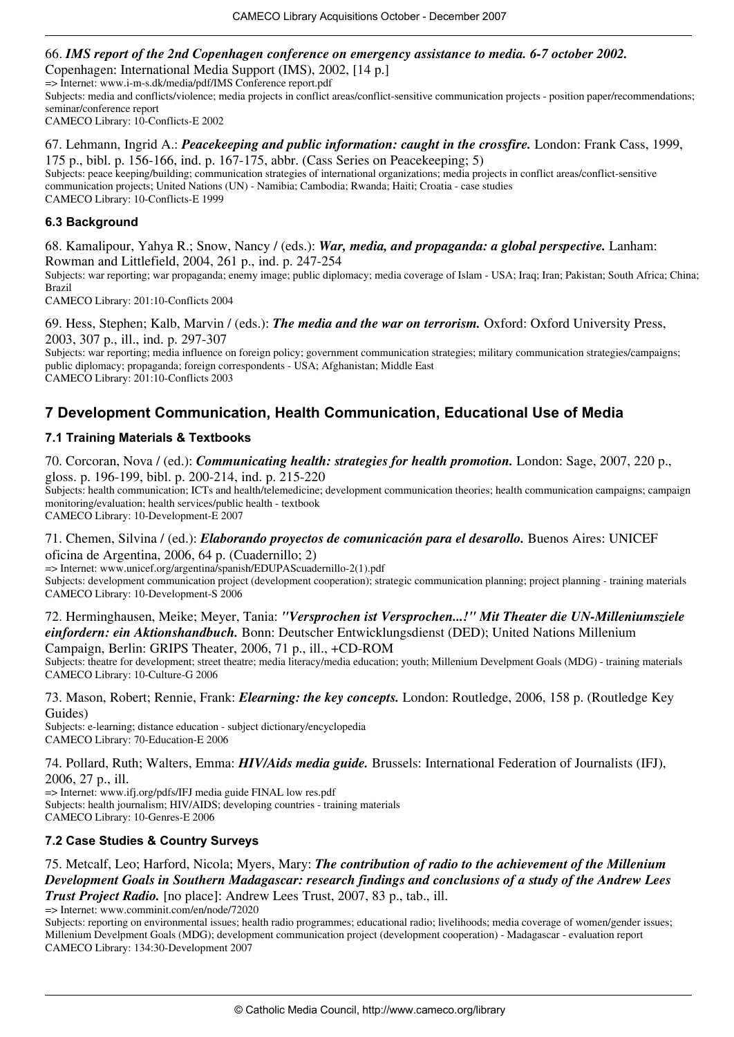66. ***IMS report of the 2nd Copenhagen conference on emergency assistance to media. 6-7 october 2002.*** Copenhagen: International Media Support (IMS), 2002, [14 p.]
=> Internet: www.i-m-s.dk/media/pdf/IMS Conference report.pdf
Subjects: media and conflicts/violence; media projects in conflict areas/conflict-sensitive communication projects - position paper/recommendations; seminar/conference report
CAMECO Library: 10-Conflicts-E 2002

67. Lehmann, Ingrid A.: ***Peacekeeping and public information: caught in the crossfire.*** London: Frank Cass, 1999, 175 p., bibl. p. 156-166, ind. p. 167-175, abbr. (Cass Series on Peacekeeping; 5)
Subjects: peace keeping/building; communication strategies of international organizations; media projects in conflict areas/conflict-sensitive communication projects; United Nations (UN) - Namibia; Cambodia; Rwanda; Haiti; Croatia - case studies
CAMECO Library: 10-Conflicts-E 1999

### 6.3 Background

68. Kamalipour, Yahya R.; Snow, Nancy / (eds.): ***War, media, and propaganda: a global perspective.*** Lanham: Rowman and Littlefield, 2004, 261 p., ind. p. 247-254
Subjects: war reporting; war propaganda; enemy image; public diplomacy; media coverage of Islam - USA; Iraq; Iran; Pakistan; South Africa; China; Brazil
CAMECO Library: 201:10-Conflicts 2004

69. Hess, Stephen; Kalb, Marvin / (eds.): ***The media and the war on terrorism.*** Oxford: Oxford University Press, 2003, 307 p., ill., ind. p. 297-307
Subjects: war reporting; media influence on foreign policy; government communication strategies; military communication strategies/campaigns; public diplomacy; propaganda; foreign correspondents - USA; Afghanistan; Middle East
CAMECO Library: 201:10-Conflicts 2003

## 7 Development Communication, Health Communication, Educational Use of Media

### 7.1 Training Materials & Textbooks

70. Corcoran, Nova / (ed.): ***Communicating health: strategies for health promotion.*** London: Sage, 2007, 220 p., gloss. p. 196-199, bibl. p. 200-214, ind. p. 215-220
Subjects: health communication; ICTs and health/telemedicine; development communication theories; health communication campaigns; campaign monitoring/evaluation; health services/public health - textbook
CAMECO Library: 10-Development-E 2007

71. Chemen, Silvina / (ed.): ***Elaborando proyectos de comunicación para el desarollo.*** Buenos Aires: UNICEF oficina de Argentina, 2006, 64 p. (Cuadernillo; 2)
=> Internet: www.unicef.org/argentina/spanish/EDUPAScuadernillo-2(1).pdf
Subjects: development communication project (development cooperation); strategic communication planning; project planning - training materials
CAMECO Library: 10-Development-S 2006

72. Herminghausen, Meike; Meyer, Tania: ***"Versprochen ist Versprochen...!" Mit Theater die UN-Milleniumsziele einfordern: ein Aktionshandbuch.*** Bonn: Deutscher Entwicklungsdienst (DED); United Nations Millenium Campaign, Berlin: GRIPS Theater, 2006, 71 p., ill., +CD-ROM
Subjects: theatre for development; street theatre; media literacy/media education; youth; Millenium Develpment Goals (MDG) - training materials
CAMECO Library: 10-Culture-G 2006

73. Mason, Robert; Rennie, Frank: ***Elearning: the key concepts.*** London: Routledge, 2006, 158 p. (Routledge Key Guides)
Subjects: e-learning; distance education - subject dictionary/encyclopedia
CAMECO Library: 70-Education-E 2006

74. Pollard, Ruth; Walters, Emma: ***HIV/Aids media guide.*** Brussels: International Federation of Journalists (IFJ), 2006, 27 p., ill.
=> Internet: www.ifj.org/pdfs/IFJ media guide FINAL low res.pdf
Subjects: health journalism; HIV/AIDS; developing countries - training materials
CAMECO Library: 10-Genres-E 2006

### 7.2 Case Studies & Country Surveys

75. Metcalf, Leo; Harford, Nicola; Myers, Mary: ***The contribution of radio to the achievement of the Millenium Development Goals in Southern Madagascar: research findings and conclusions of a study of the Andrew Lees Trust Project Radio.*** [no place]: Andrew Lees Trust, 2007, 83 p., tab., ill.
=> Internet: www.comminit.com/en/node/72020
Subjects: reporting on environmental issues; health radio programmes; educational radio; livelihoods; media coverage of women/gender issues; Millenium Develpment Goals (MDG); development communication project (development cooperation) - Madagascar - evaluation report
CAMECO Library: 134:30-Development 2007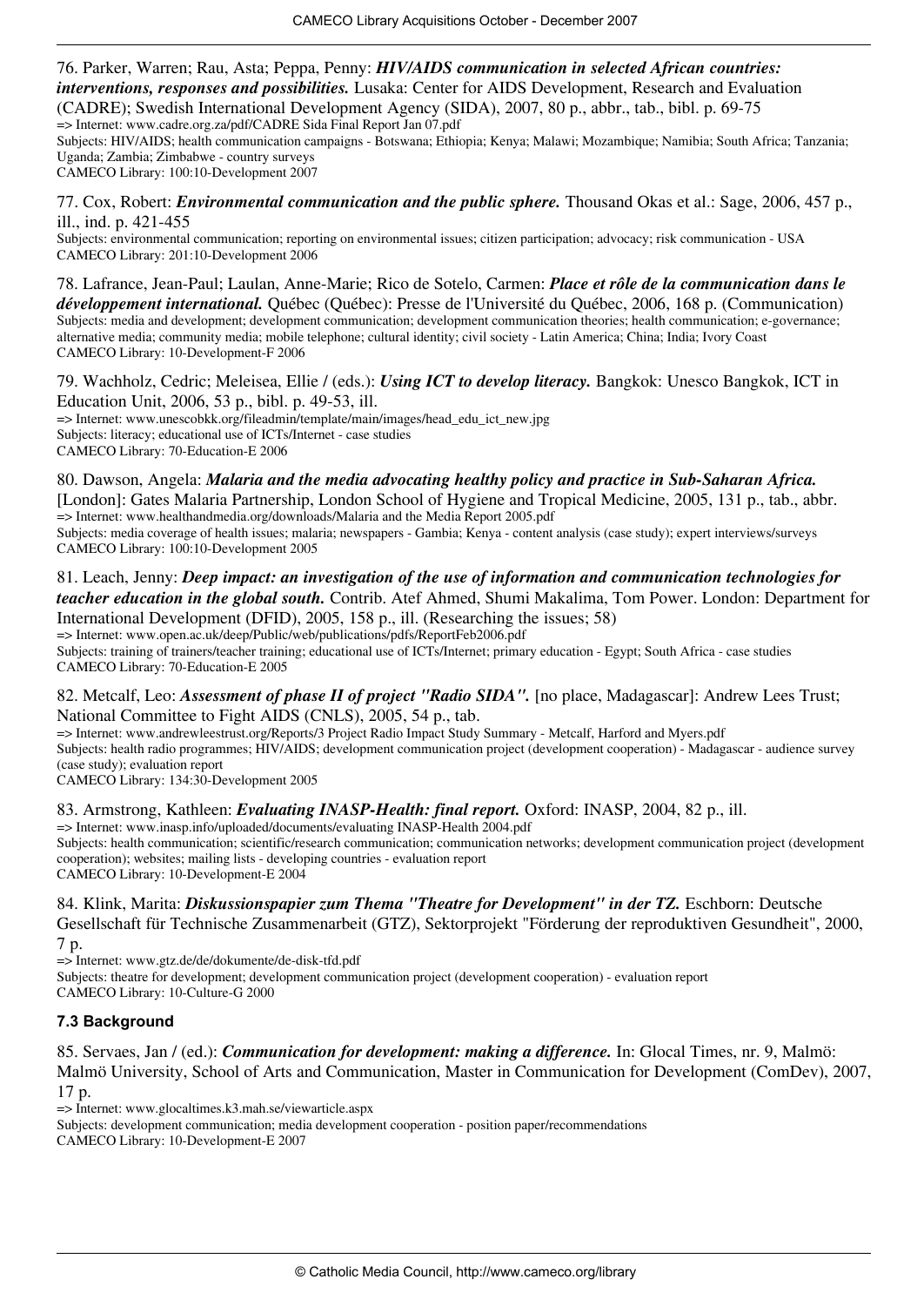76. Parker, Warren; Rau, Asta; Peppa, Penny: ***HIV/AIDS communication in selected African countries: interventions, responses and possibilities.*** Lusaka: Center for AIDS Development, Research and Evaluation (CADRE); Swedish International Development Agency (SIDA), 2007, 80 p., abbr., tab., bibl. p. 69-75
=> Internet: www.cadre.org.za/pdf/CADRE Sida Final Report Jan 07.pdf
Subjects: HIV/AIDS; health communication campaigns - Botswana; Ethiopia; Kenya; Malawi; Mozambique; Namibia; South Africa; Tanzania; Uganda; Zambia; Zimbabwe - country surveys
CAMECO Library: 100:10-Development 2007

77. Cox, Robert: ***Environmental communication and the public sphere.*** Thousand Okas et al.: Sage, 2006, 457 p., ill., ind. p. 421-455
Subjects: environmental communication; reporting on environmental issues; citizen participation; advocacy; risk communication - USA
CAMECO Library: 201:10-Development 2006

78. Lafrance, Jean-Paul; Laulan, Anne-Marie; Rico de Sotelo, Carmen: ***Place et rôle de la communication dans le développement international.*** Québec (Québec): Presse de l'Université du Québec, 2006, 168 p. (Communication)
Subjects: media and development; development communication; development communication theories; health communication; e-governance; alternative media; community media; mobile telephone; cultural identity; civil society - Latin America; China; India; Ivory Coast
CAMECO Library: 10-Development-F 2006

79. Wachholz, Cedric; Meleisea, Ellie / (eds.): ***Using ICT to develop literacy.*** Bangkok: Unesco Bangkok, ICT in Education Unit, 2006, 53 p., bibl. p. 49-53, ill.
=> Internet: www.unescobkk.org/fileadmin/template/main/images/head_edu_ict_new.jpg
Subjects: literacy; educational use of ICTs/Internet - case studies
CAMECO Library: 70-Education-E 2006

80. Dawson, Angela: ***Malaria and the media advocating healthy policy and practice in Sub-Saharan Africa.*** [London]: Gates Malaria Partnership, London School of Hygiene and Tropical Medicine, 2005, 131 p., tab., abbr.
=> Internet: www.healthandmedia.org/downloads/Malaria and the Media Report 2005.pdf
Subjects: media coverage of health issues; malaria; newspapers - Gambia; Kenya - content analysis (case study); expert interviews/surveys
CAMECO Library: 100:10-Development 2005

81. Leach, Jenny: ***Deep impact: an investigation of the use of information and communication technologies for teacher education in the global south.*** Contrib. Atef Ahmed, Shumi Makalima, Tom Power. London: Department for International Development (DFID), 2005, 158 p., ill. (Researching the issues; 58)
=> Internet: www.open.ac.uk/deep/Public/web/publications/pdfs/ReportFeb2006.pdf
Subjects: training of trainers/teacher training; educational use of ICTs/Internet; primary education - Egypt; South Africa - case studies
CAMECO Library: 70-Education-E 2005

82. Metcalf, Leo: ***Assessment of phase II of project "Radio SIDA".*** [no place, Madagascar]: Andrew Lees Trust; National Committee to Fight AIDS (CNLS), 2005, 54 p., tab.
=> Internet: www.andrewleestrust.org/Reports/3 Project Radio Impact Study Summary - Metcalf, Harford and Myers.pdf
Subjects: health radio programmes; HIV/AIDS; development communication project (development cooperation) - Madagascar - audience survey (case study); evaluation report
CAMECO Library: 134:30-Development 2005

83. Armstrong, Kathleen: ***Evaluating INASP-Health: final report.*** Oxford: INASP, 2004, 82 p., ill.
=> Internet: www.inasp.info/uploaded/documents/evaluating INASP-Health 2004.pdf
Subjects: health communication; scientific/research communication; communication networks; development communication project (development cooperation); websites; mailing lists - developing countries - evaluation report
CAMECO Library: 10-Development-E 2004

84. Klink, Marita: ***Diskussionspapier zum Thema "Theatre for Development" in der TZ.*** Eschborn: Deutsche Gesellschaft für Technische Zusammenarbeit (GTZ), Sektorprojekt "Förderung der reproduktiven Gesundheit", 2000, 7 p.
=> Internet: www.gtz.de/de/dokumente/de-disk-tfd.pdf
Subjects: theatre for development; development communication project (development cooperation) - evaluation report
CAMECO Library: 10-Culture-G 2000

### 7.3 Background

85. Servaes, Jan / (ed.): ***Communication for development: making a difference.*** In: Glocal Times, nr. 9, Malmö: Malmö University, School of Arts and Communication, Master in Communication for Development (ComDev), 2007, 17 p.
=> Internet: www.glocaltimes.k3.mah.se/viewarticle.aspx
Subjects: development communication; media development cooperation - position paper/recommendations
CAMECO Library: 10-Development-E 2007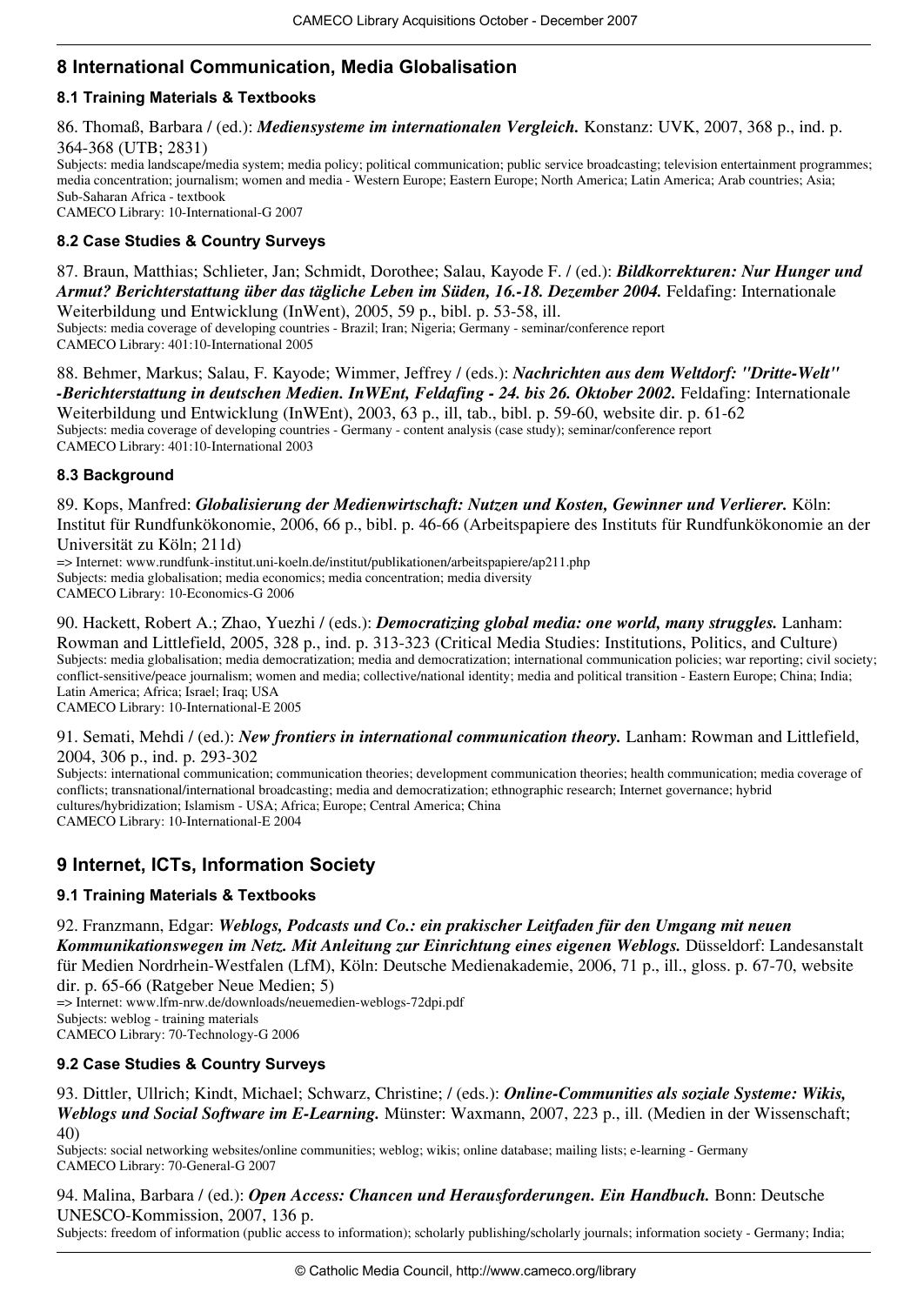## 8 International Communication, Media Globalisation

### 8.1 Training Materials & Textbooks

86. Thomaß, Barbara / (ed.): ***Mediensysteme im internationalen Vergleich.*** Konstanz: UVK, 2007, 368 p., ind. p. 364-368 (UTB; 2831)
Subjects: media landscape/media system; media policy; political communication; public service broadcasting; television entertainment programmes; media concentration; journalism; women and media - Western Europe; Eastern Europe; North America; Latin America; Arab countries; Asia; Sub-Saharan Africa - textbook
CAMECO Library: 10-International-G 2007

### 8.2 Case Studies & Country Surveys

87. Braun, Matthias; Schlieter, Jan; Schmidt, Dorothee; Salau, Kayode F. / (ed.): ***Bildkorrekturen: Nur Hunger und Armut? Berichterstattung über das tägliche Leben im Süden, 16.-18. Dezember 2004.*** Feldafing: Internationale Weiterbildung und Entwicklung (InWent), 2005, 59 p., bibl. p. 53-58, ill.
Subjects: media coverage of developing countries - Brazil; Iran; Nigeria; Germany - seminar/conference report
CAMECO Library: 401:10-International 2005

88. Behmer, Markus; Salau, F. Kayode; Wimmer, Jeffrey / (eds.): ***Nachrichten aus dem Weltdorf: "Dritte-Welt" -Berichterstattung in deutschen Medien. InWEnt, Feldafing - 24. bis 26. Oktober 2002.*** Feldafing: Internationale Weiterbildung und Entwicklung (InWEnt), 2003, 63 p., ill, tab., bibl. p. 59-60, website dir. p. 61-62
Subjects: media coverage of developing countries - Germany - content analysis (case study); seminar/conference report
CAMECO Library: 401:10-International 2003

### 8.3 Background

89. Kops, Manfred: ***Globalisierung der Medienwirtschaft: Nutzen und Kosten, Gewinner und Verlierer.*** Köln: Institut für Rundfunkökonomie, 2006, 66 p., bibl. p. 46-66 (Arbeitspapiere des Instituts für Rundfunkökonomie an der Universität zu Köln; 211d)
=> Internet: www.rundfunk-institut.uni-koeln.de/institut/publikationen/arbeitspapiere/ap211.php
Subjects: media globalisation; media economics; media concentration; media diversity
CAMECO Library: 10-Economics-G 2006

90. Hackett, Robert A.; Zhao, Yuezhi / (eds.): ***Democratizing global media: one world, many struggles.*** Lanham: Rowman and Littlefield, 2005, 328 p., ind. p. 313-323 (Critical Media Studies: Institutions, Politics, and Culture)
Subjects: media globalisation; media democratization; media and democratization; international communication policies; war reporting; civil society; conflict-sensitive/peace journalism; women and media; collective/national identity; media and political transition - Eastern Europe; China; India; Latin America; Africa; Israel; Iraq; USA
CAMECO Library: 10-International-E 2005

91. Semati, Mehdi / (ed.): ***New frontiers in international communication theory.*** Lanham: Rowman and Littlefield, 2004, 306 p., ind. p. 293-302
Subjects: international communication; communication theories; development communication theories; health communication; media coverage of conflicts; transnational/international broadcasting; media and democratization; ethnographic research; Internet governance; hybrid cultures/hybridization; Islamism - USA; Africa; Europe; Central America; China
CAMECO Library: 10-International-E 2004

## 9 Internet, ICTs, Information Society

### 9.1 Training Materials & Textbooks

92. Franzmann, Edgar: ***Weblogs, Podcasts und Co.: ein prakischer Leitfaden für den Umgang mit neuen Kommunikationswegen im Netz. Mit Anleitung zur Einrichtung eines eigenen Weblogs.*** Düsseldorf: Landesanstalt für Medien Nordrhein-Westfalen (LfM), Köln: Deutsche Medienakademie, 2006, 71 p., ill., gloss. p. 67-70, website dir. p. 65-66 (Ratgeber Neue Medien; 5)
=> Internet: www.lfm-nrw.de/downloads/neuemedien-weblogs-72dpi.pdf
Subjects: weblog - training materials
CAMECO Library: 70-Technology-G 2006

### 9.2 Case Studies & Country Surveys

93. Dittler, Ullrich; Kindt, Michael; Schwarz, Christine; / (eds.): ***Online-Communities als soziale Systeme: Wikis, Weblogs und Social Software im E-Learning.*** Münster: Waxmann, 2007, 223 p., ill. (Medien in der Wissenschaft; 40)
Subjects: social networking websites/online communities; weblog; wikis; online database; mailing lists; e-learning - Germany
CAMECO Library: 70-General-G 2007

94. Malina, Barbara / (ed.): ***Open Access: Chancen und Herausforderungen. Ein Handbuch.*** Bonn: Deutsche UNESCO-Kommission, 2007, 136 p.
Subjects: freedom of information (public access to information); scholarly publishing/scholarly journals; information society - Germany; India;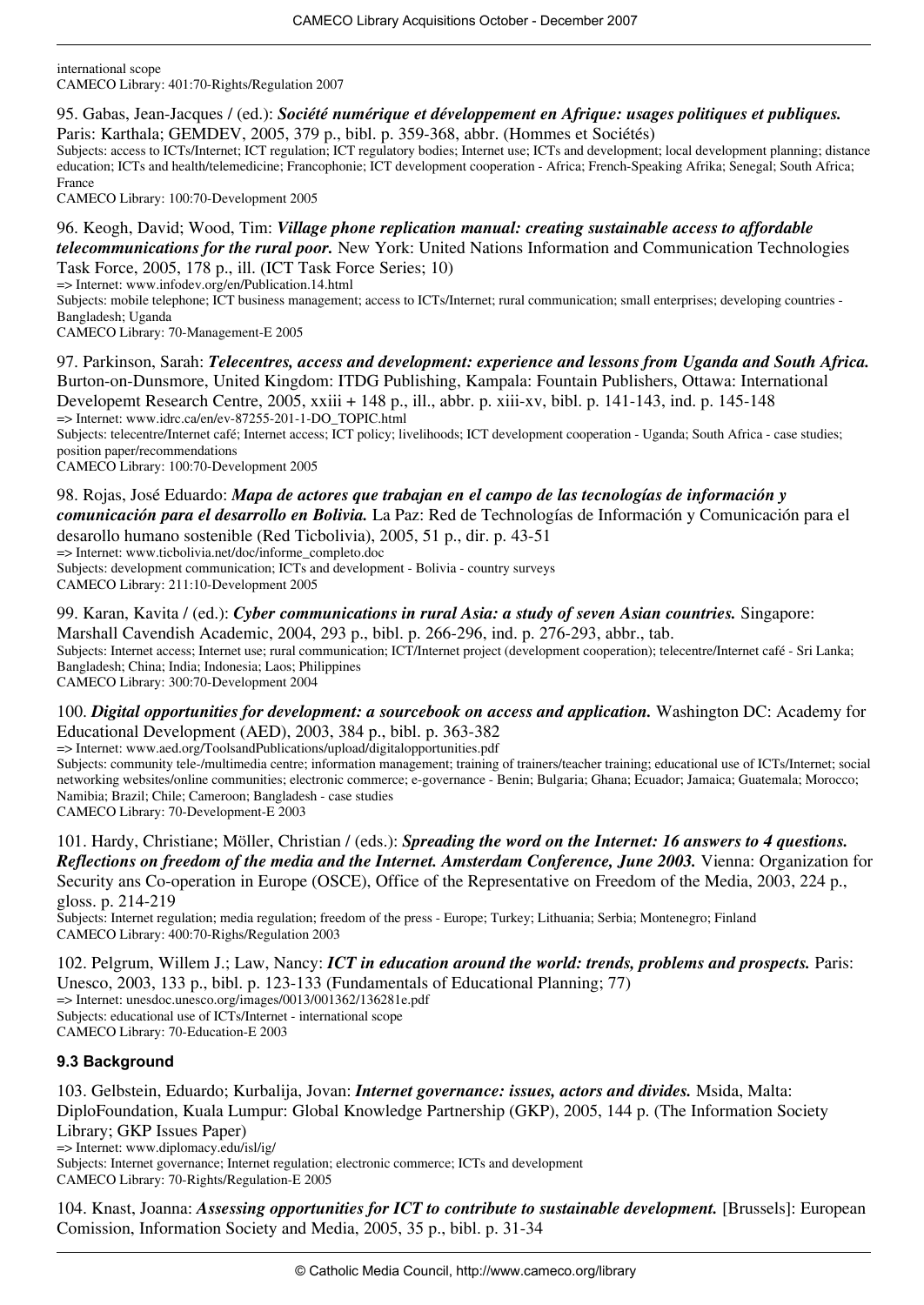international scope
CAMECO Library: 401:70-Rights/Regulation 2007

95. Gabas, Jean-Jacques / (ed.): ***Société numérique et développement en Afrique: usages politiques et publiques.*** Paris: Karthala; GEMDEV, 2005, 379 p., bibl. p. 359-368, abbr. (Hommes et Sociétés)
Subjects: access to ICTs/Internet; ICT regulation; ICT regulatory bodies; Internet use; ICTs and development; local development planning; distance education; ICTs and health/telemedicine; Francophonie; ICT development cooperation - Africa; French-Speaking Afrika; Senegal; South Africa; France
CAMECO Library: 100:70-Development 2005

96. Keogh, David; Wood, Tim: ***Village phone replication manual: creating sustainable access to affordable telecommunications for the rural poor.*** New York: United Nations Information and Communication Technologies Task Force, 2005, 178 p., ill. (ICT Task Force Series; 10)
=> Internet: www.infodev.org/en/Publication.14.html
Subjects: mobile telephone; ICT business management; access to ICTs/Internet; rural communication; small enterprises; developing countries - Bangladesh; Uganda
CAMECO Library: 70-Management-E 2005

97. Parkinson, Sarah: ***Telecentres, access and development: experience and lessons from Uganda and South Africa.*** Burton-on-Dunsmore, United Kingdom: ITDG Publishing, Kampala: Fountain Publishers, Ottawa: International Developemt Research Centre, 2005, xxiii + 148 p., ill., abbr. p. xiii-xv, bibl. p. 141-143, ind. p. 145-148
=> Internet: www.idrc.ca/en/ev-87255-201-1-DO_TOPIC.html
Subjects: telecentre/Internet café; Internet access; ICT policy; livelihoods; ICT development cooperation - Uganda; South Africa - case studies; position paper/recommendations
CAMECO Library: 100:70-Development 2005

98. Rojas, José Eduardo: ***Mapa de actores que trabajan en el campo de las tecnologías de información y comunicación para el desarrollo en Bolivia.*** La Paz: Red de Technologías de Información y Comunicación para el desarollo humano sostenible (Red Ticbolivia), 2005, 51 p., dir. p. 43-51
=> Internet: www.ticbolivia.net/doc/informe_completo.doc
Subjects: development communication; ICTs and development - Bolivia - country surveys
CAMECO Library: 211:10-Development 2005

99. Karan, Kavita / (ed.): ***Cyber communications in rural Asia: a study of seven Asian countries.*** Singapore: Marshall Cavendish Academic, 2004, 293 p., bibl. p. 266-296, ind. p. 276-293, abbr., tab.
Subjects: Internet access; Internet use; rural communication; ICT/Internet project (development cooperation); telecentre/Internet café - Sri Lanka; Bangladesh; China; India; Indonesia; Laos; Philippines
CAMECO Library: 300:70-Development 2004

100. ***Digital opportunities for development: a sourcebook on access and application.*** Washington DC: Academy for Educational Development (AED), 2003, 384 p., bibl. p. 363-382
=> Internet: www.aed.org/ToolsandPublications/upload/digitalopportunities.pdf
Subjects: community tele-/multimedia centre; information management; training of trainers/teacher training; educational use of ICTs/Internet; social networking websites/online communities; electronic commerce; e-governance - Benin; Bulgaria; Ghana; Ecuador; Jamaica; Guatemala; Morocco; Namibia; Brazil; Chile; Cameroon; Bangladesh - case studies
CAMECO Library: 70-Development-E 2003

101. Hardy, Christiane; Möller, Christian / (eds.): ***Spreading the word on the Internet: 16 answers to 4 questions. Reflections on freedom of the media and the Internet. Amsterdam Conference, June 2003.*** Vienna: Organization for Security ans Co-operation in Europe (OSCE), Office of the Representative on Freedom of the Media, 2003, 224 p., gloss. p. 214-219
Subjects: Internet regulation; media regulation; freedom of the press - Europe; Turkey; Lithuania; Serbia; Montenegro; Finland
CAMECO Library: 400:70-Righs/Regulation 2003

102. Pelgrum, Willem J.; Law, Nancy: ***ICT in education around the world: trends, problems and prospects.*** Paris: Unesco, 2003, 133 p., bibl. p. 123-133 (Fundamentals of Educational Planning; 77)
=> Internet: unesdoc.unesco.org/images/0013/001362/136281e.pdf
Subjects: educational use of ICTs/Internet - international scope
CAMECO Library: 70-Education-E 2003

### 9.3 Background

103. Gelbstein, Eduardo; Kurbalija, Jovan: ***Internet governance: issues, actors and divides.*** Msida, Malta: DiploFoundation, Kuala Lumpur: Global Knowledge Partnership (GKP), 2005, 144 p. (The Information Society Library; GKP Issues Paper)
=> Internet: www.diplomacy.edu/isl/ig/
Subjects: Internet governance; Internet regulation; electronic commerce; ICTs and development
CAMECO Library: 70-Rights/Regulation-E 2005

104. Knast, Joanna: ***Assessing opportunities for ICT to contribute to sustainable development.*** [Brussels]: European Comission, Information Society and Media, 2005, 35 p., bibl. p. 31-34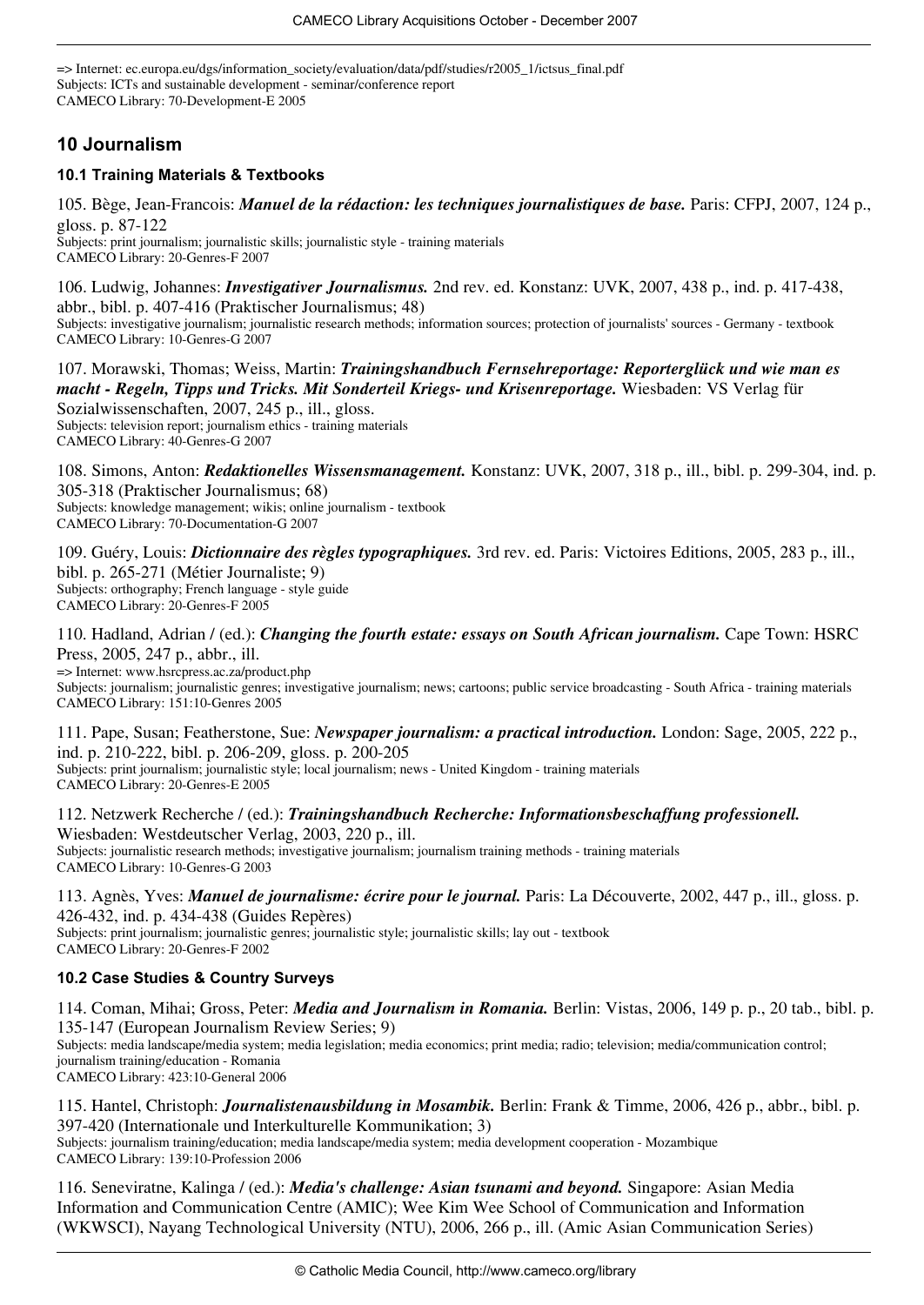=> Internet: ec.europa.eu/dgs/information_society/evaluation/data/pdf/studies/r2005_1/ictsus_final.pdf
Subjects: ICTs and sustainable development - seminar/conference report
CAMECO Library: 70-Development-E 2005

## 10 Journalism

### 10.1 Training Materials & Textbooks

105. Bège, Jean-Francois: ***Manuel de la rédaction: les techniques journalistiques de base.*** Paris: CFPJ, 2007, 124 p., gloss. p. 87-122
Subjects: print journalism; journalistic skills; journalistic style - training materials
CAMECO Library: 20-Genres-F 2007

106. Ludwig, Johannes: ***Investigativer Journalismus.*** 2nd rev. ed. Konstanz: UVK, 2007, 438 p., ind. p. 417-438, abbr., bibl. p. 407-416 (Praktischer Journalismus; 48)
Subjects: investigative journalism; journalistic research methods; information sources; protection of journalists' sources - Germany - textbook
CAMECO Library: 10-Genres-G 2007

107. Morawski, Thomas; Weiss, Martin: ***Trainingshandbuch Fernsehreportage: Reporterglück und wie man es macht - Regeln, Tipps und Tricks. Mit Sonderteil Kriegs- und Krisenreportage.*** Wiesbaden: VS Verlag für Sozialwissenschaften, 2007, 245 p., ill., gloss.
Subjects: television report; journalism ethics - training materials
CAMECO Library: 40-Genres-G 2007

108. Simons, Anton: ***Redaktionelles Wissensmanagement.*** Konstanz: UVK, 2007, 318 p., ill., bibl. p. 299-304, ind. p. 305-318 (Praktischer Journalismus; 68)
Subjects: knowledge management; wikis; online journalism - textbook
CAMECO Library: 70-Documentation-G 2007

109. Guéry, Louis: ***Dictionnaire des règles typographiques.*** 3rd rev. ed. Paris: Victoires Editions, 2005, 283 p., ill., bibl. p. 265-271 (Métier Journaliste; 9)
Subjects: orthography; French language - style guide
CAMECO Library: 20-Genres-F 2005

110. Hadland, Adrian / (ed.): ***Changing the fourth estate: essays on South African journalism.*** Cape Town: HSRC Press, 2005, 247 p., abbr., ill.
=> Internet: www.hsrcpress.ac.za/product.php
Subjects: journalism; journalistic genres; investigative journalism; news; cartoons; public service broadcasting - South Africa - training materials
CAMECO Library: 151:10-Genres 2005

111. Pape, Susan; Featherstone, Sue: ***Newspaper journalism: a practical introduction.*** London: Sage, 2005, 222 p., ind. p. 210-222, bibl. p. 206-209, gloss. p. 200-205
Subjects: print journalism; journalistic style; local journalism; news - United Kingdom - training materials
CAMECO Library: 20-Genres-E 2005

112. Netzwerk Recherche / (ed.): ***Trainingshandbuch Recherche: Informationsbeschaffung professionell.*** Wiesbaden: Westdeutscher Verlag, 2003, 220 p., ill.
Subjects: journalistic research methods; investigative journalism; journalism training methods - training materials
CAMECO Library: 10-Genres-G 2003

113. Agnès, Yves: ***Manuel de journalisme: écrire pour le journal.*** Paris: La Découverte, 2002, 447 p., ill., gloss. p. 426-432, ind. p. 434-438 (Guides Repères)
Subjects: print journalism; journalistic genres; journalistic style; journalistic skills; lay out - textbook
CAMECO Library: 20-Genres-F 2002

### 10.2 Case Studies & Country Surveys

114. Coman, Mihai; Gross, Peter: ***Media and Journalism in Romania.*** Berlin: Vistas, 2006, 149 p. p., 20 tab., bibl. p. 135-147 (European Journalism Review Series; 9)
Subjects: media landscape/media system; media legislation; media economics; print media; radio; television; media/communication control; journalism training/education - Romania
CAMECO Library: 423:10-General 2006

115. Hantel, Christoph: ***Journalistenausbildung in Mosambik.*** Berlin: Frank & Timme, 2006, 426 p., abbr., bibl. p. 397-420 (Internationale und Interkulturelle Kommunikation; 3)
Subjects: journalism training/education; media landscape/media system; media development cooperation - Mozambique
CAMECO Library: 139:10-Profession 2006

116. Seneviratne, Kalinga / (ed.): ***Media's challenge: Asian tsunami and beyond.*** Singapore: Asian Media Information and Communication Centre (AMIC); Wee Kim Wee School of Communication and Information (WKWSCI), Nayang Technological University (NTU), 2006, 266 p., ill. (Amic Asian Communication Series)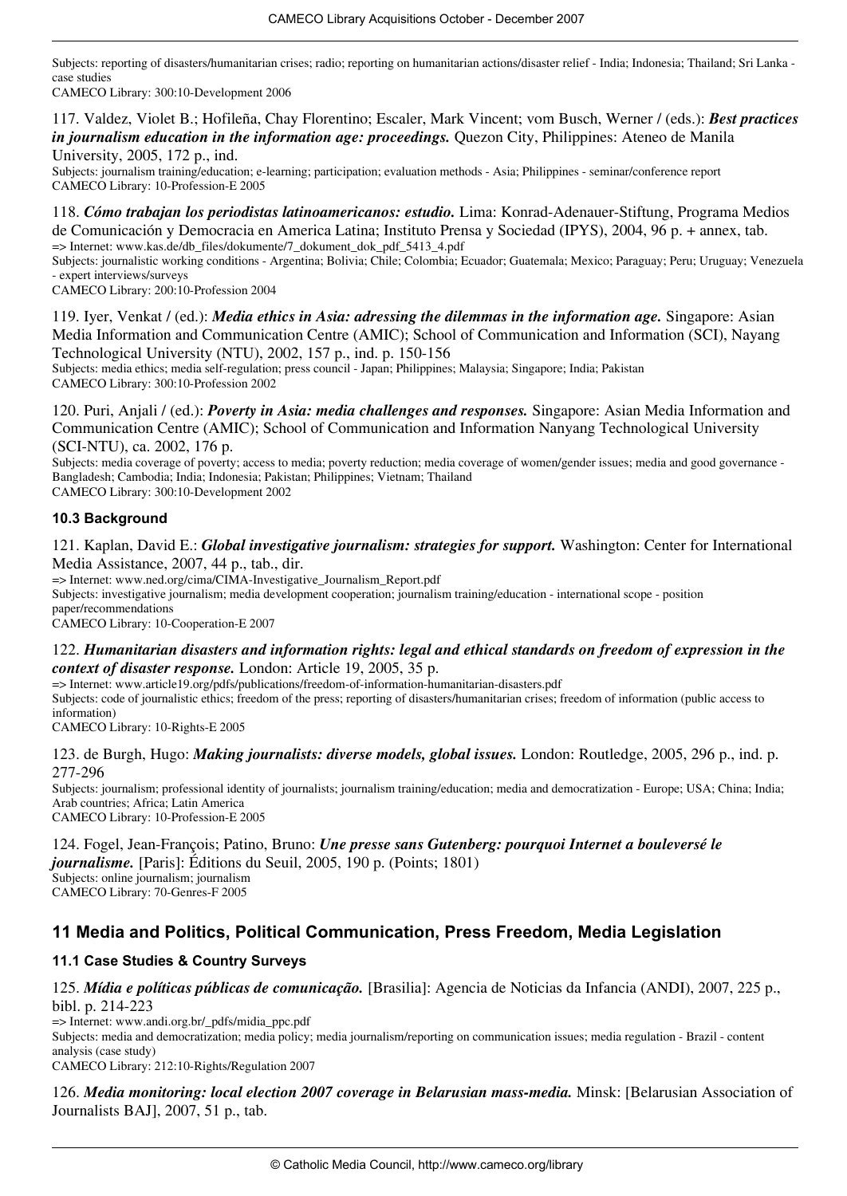Subjects: reporting of disasters/humanitarian crises; radio; reporting on humanitarian actions/disaster relief - India; Indonesia; Thailand; Sri Lanka - case studies
CAMECO Library: 300:10-Development 2006

117. Valdez, Violet B.; Hofileña, Chay Florentino; Escaler, Mark Vincent; vom Busch, Werner / (eds.): ***Best practices in journalism education in the information age: proceedings.*** Quezon City, Philippines: Ateneo de Manila University, 2005, 172 p., ind.
Subjects: journalism training/education; e-learning; participation; evaluation methods - Asia; Philippines - seminar/conference report
CAMECO Library: 10-Profession-E 2005

118. ***Cómo trabajan los periodistas latinoamericanos: estudio.*** Lima: Konrad-Adenauer-Stiftung, Programa Medios de Comunicación y Democracia en America Latina; Instituto Prensa y Sociedad (IPYS), 2004, 96 p. + annex, tab.
=> Internet: www.kas.de/db_files/dokumente/7_dokument_dok_pdf_5413_4.pdf
Subjects: journalistic working conditions - Argentina; Bolivia; Chile; Colombia; Ecuador; Guatemala; Mexico; Paraguay; Peru; Uruguay; Venezuela - expert interviews/surveys
CAMECO Library: 200:10-Profession 2004

119. Iyer, Venkat / (ed.): ***Media ethics in Asia: adressing the dilemmas in the information age.*** Singapore: Asian Media Information and Communication Centre (AMIC); School of Communication and Information (SCI), Nayang Technological University (NTU), 2002, 157 p., ind. p. 150-156
Subjects: media ethics; media self-regulation; press council - Japan; Philippines; Malaysia; Singapore; India; Pakistan
CAMECO Library: 300:10-Profession 2002

120. Puri, Anjali / (ed.): ***Poverty in Asia: media challenges and responses.*** Singapore: Asian Media Information and Communication Centre (AMIC); School of Communication and Information Nanyang Technological University (SCI-NTU), ca. 2002, 176 p.
Subjects: media coverage of poverty; access to media; poverty reduction; media coverage of women/gender issues; media and good governance - Bangladesh; Cambodia; India; Indonesia; Pakistan; Philippines; Vietnam; Thailand
CAMECO Library: 300:10-Development 2002

### 10.3 Background

121. Kaplan, David E.: ***Global investigative journalism: strategies for support.*** Washington: Center for International Media Assistance, 2007, 44 p., tab., dir.
=> Internet: www.ned.org/cima/CIMA-Investigative_Journalism_Report.pdf
Subjects: investigative journalism; media development cooperation; journalism training/education - international scope - position paper/recommendations
CAMECO Library: 10-Cooperation-E 2007

122. ***Humanitarian disasters and information rights: legal and ethical standards on freedom of expression in the context of disaster response.*** London: Article 19, 2005, 35 p.
=> Internet: www.article19.org/pdfs/publications/freedom-of-information-humanitarian-disasters.pdf
Subjects: code of journalistic ethics; freedom of the press; reporting of disasters/humanitarian crises; freedom of information (public access to information)
CAMECO Library: 10-Rights-E 2005

123. de Burgh, Hugo: ***Making journalists: diverse models, global issues.*** London: Routledge, 2005, 296 p., ind. p. 277-296
Subjects: journalism; professional identity of journalists; journalism training/education; media and democratization - Europe; USA; China; India; Arab countries; Africa; Latin America
CAMECO Library: 10-Profession-E 2005

124. Fogel, Jean-François; Patino, Bruno: ***Une presse sans Gutenberg: pourquoi Internet a bouleversé le journalisme.*** [Paris]: Éditions du Seuil, 2005, 190 p. (Points; 1801)
Subjects: online journalism; journalism
CAMECO Library: 70-Genres-F 2005

## 11 Media and Politics, Political Communication, Press Freedom, Media Legislation

### 11.1 Case Studies & Country Surveys

125. ***Mídia e políticas públicas de comunicação.*** [Brasilia]: Agencia de Noticias da Infancia (ANDI), 2007, 225 p., bibl. p. 214-223
=> Internet: www.andi.org.br/_pdfs/midia_ppc.pdf
Subjects: media and democratization; media policy; media journalism/reporting on communication issues; media regulation - Brazil - content analysis (case study)
CAMECO Library: 212:10-Rights/Regulation 2007

126. ***Media monitoring: local election 2007 coverage in Belarusian mass-media.*** Minsk: [Belarusian Association of Journalists BAJ], 2007, 51 p., tab.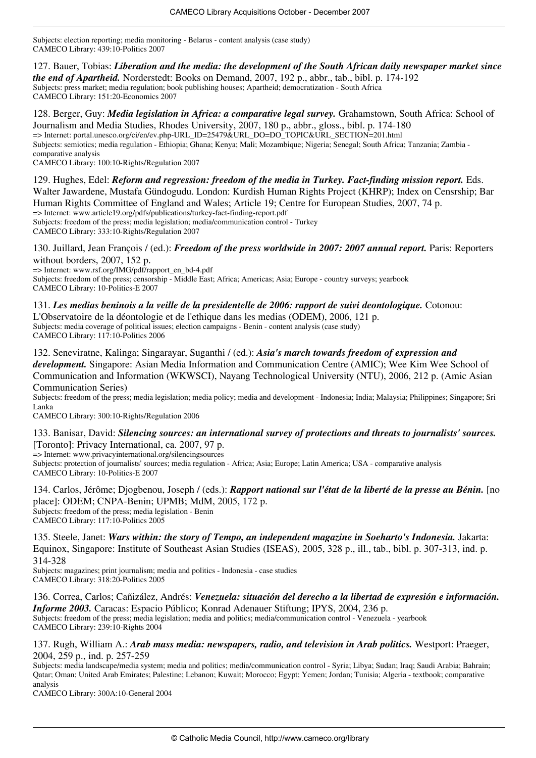Subjects: election reporting; media monitoring - Belarus - content analysis (case study)
CAMECO Library: 439:10-Politics 2007

127. Bauer, Tobias: ***Liberation and the media: the development of the South African daily newspaper market since the end of Apartheid.*** Norderstedt: Books on Demand, 2007, 192 p., abbr., tab., bibl. p. 174-192
Subjects: press market; media regulation; book publishing houses; Apartheid; democratization - South Africa
CAMECO Library: 151:20-Economics 2007

128. Berger, Guy: ***Media legislation in Africa: a comparative legal survey.*** Grahamstown, South Africa: School of Journalism and Media Studies, Rhodes University, 2007, 180 p., abbr., gloss., bibl. p. 174-180
=> Internet: portal.unesco.org/ci/en/ev.php-URL_ID=25479&URL_DO=DO_TOPIC&URL_SECTION=201.html
Subjects: semiotics; media regulation - Ethiopia; Ghana; Kenya; Mali; Mozambique; Nigeria; Senegal; South Africa; Tanzania; Zambia - comparative analysis
CAMECO Library: 100:10-Rights/Regulation 2007

129. Hughes, Edel: ***Reform and regression: freedom of the media in Turkey. Fact-finding mission report.*** Eds. Walter Jawardene, Mustafa Gündogdu. London: Kurdish Human Rights Project (KHRP); Index on Censrship; Bar Human Rights Committee of England and Wales; Article 19; Centre for European Studies, 2007, 74 p.
=> Internet: www.article19.org/pdfs/publications/turkey-fact-finding-report.pdf
Subjects: freedom of the press; media legislation; media/communication control - Turkey
CAMECO Library: 333:10-Rights/Regulation 2007

130. Juillard, Jean François / (ed.): ***Freedom of the press worldwide in 2007: 2007 annual report.*** Paris: Reporters without borders, 2007, 152 p.
=> Internet: www.rsf.org/IMG/pdf/rapport_en_bd-4.pdf
Subjects: freedom of the press; censorship - Middle East; Africa; Americas; Asia; Europe - country surveys; yearbook
CAMECO Library: 10-Politics-E 2007

131. ***Les medias beninois a la veille de la presidentelle de 2006: rapport de suivi deontologique.*** Cotonou: L'Observatoire de la déontologie et de l'ethique dans les medias (ODEM), 2006, 121 p.
Subjects: media coverage of political issues; election campaigns - Benin - content analysis (case study)
CAMECO Library: 117:10-Politics 2006

132. Seneviratne, Kalinga; Singarayar, Suganthi / (ed.): ***Asia's march towards freedom of expression and development.*** Singapore: Asian Media Information and Communication Centre (AMIC); Wee Kim Wee School of Communication and Information (WKWSCI), Nayang Technological University (NTU), 2006, 212 p. (Amic Asian Communication Series)
Subjects: freedom of the press; media legislation; media policy; media and development - Indonesia; India; Malaysia; Philippines; Singapore; Sri Lanka
CAMECO Library: 300:10-Rights/Regulation 2006

133. Banisar, David: ***Silencing sources: an international survey of protections and threats to journalists' sources.*** [Toronto]: Privacy International, ca. 2007, 97 p.
=> Internet: www.privacyinternational.org/silencingsources
Subjects: protection of journalists' sources; media regulation - Africa; Asia; Europe; Latin America; USA - comparative analysis
CAMECO Library: 10-Politics-E 2007

134. Carlos, Jérôme; Djogbenou, Joseph / (eds.): ***Rapport national sur l'état de la liberté de la presse au Bénin.*** [no place]: ODEM; CNPA-Benin; UPMB; MdM, 2005, 172 p.
Subjects: freedom of the press; media legislation - Benin
CAMECO Library: 117:10-Politics 2005

135. Steele, Janet: ***Wars within: the story of Tempo, an independent magazine in Soeharto's Indonesia.*** Jakarta: Equinox, Singapore: Institute of Southeast Asian Studies (ISEAS), 2005, 328 p., ill., tab., bibl. p. 307-313, ind. p. 314-328
Subjects: magazines; print journalism; media and politics - Indonesia - case studies
CAMECO Library: 318:20-Politics 2005

136. Correa, Carlos; Cañizález, Andrés: ***Venezuela: situación del derecho a la libertad de expresión e información. Informe 2003.*** Caracas: Espacio Público; Konrad Adenauer Stiftung; IPYS, 2004, 236 p.
Subjects: freedom of the press; media legislation; media and politics; media/communication control - Venezuela - yearbook
CAMECO Library: 239:10-Rights 2004

137. Rugh, William A.: ***Arab mass media: newspapers, radio, and television in Arab politics.*** Westport: Praeger, 2004, 259 p., ind. p. 257-259
Subjects: media landscape/media system; media and politics; media/communication control - Syria; Libya; Sudan; Iraq; Saudi Arabia; Bahrain; Qatar; Oman; United Arab Emirates; Palestine; Lebanon; Kuwait; Morocco; Egypt; Yemen; Jordan; Tunisia; Algeria - textbook; comparative analysis
CAMECO Library: 300A:10-General 2004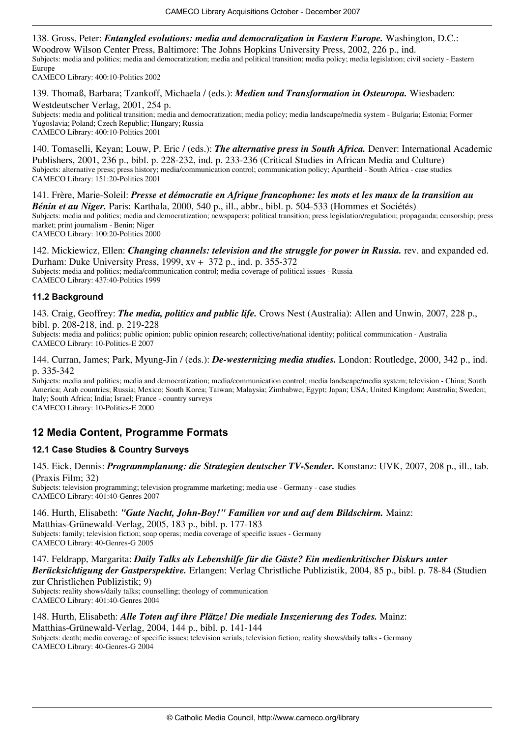138. Gross, Peter: ***Entangled evolutions: media and democratization in Eastern Europe.*** Washington, D.C.: Woodrow Wilson Center Press, Baltimore: The Johns Hopkins University Press, 2002, 226 p., ind.
Subjects: media and politics; media and democratization; media and political transition; media policy; media legislation; civil society - Eastern Europe
CAMECO Library: 400:10-Politics 2002

139. Thomaß, Barbara; Tzankoff, Michaela / (eds.): ***Medien und Transformation in Osteuropa.*** Wiesbaden: Westdeutscher Verlag, 2001, 254 p.
Subjects: media and political transition; media and democratization; media policy; media landscape/media system - Bulgaria; Estonia; Former Yugoslavia; Poland; Czech Republic; Hungary; Russia
CAMECO Library: 400:10-Politics 2001

140. Tomaselli, Keyan; Louw, P. Eric / (eds.): ***The alternative press in South Africa.*** Denver: International Academic Publishers, 2001, 236 p., bibl. p. 228-232, ind. p. 233-236 (Critical Studies in African Media and Culture)
Subjects: alternative press; press history; media/communication control; communication policy; Apartheid - South Africa - case studies
CAMECO Library: 151:20-Politics 2001

141. Frère, Marie-Soleil: ***Presse et démocratie en Afrique francophone: les mots et les maux de la transition au Bénin et au Niger.*** Paris: Karthala, 2000, 540 p., ill., abbr., bibl. p. 504-533 (Hommes et Sociétés)
Subjects: media and politics; media and democratization; newspapers; political transition; press legislation/regulation; propaganda; censorship; press market; print journalism - Benin; Niger
CAMECO Library: 100:20-Politics 2000

142. Mickiewicz, Ellen: ***Changing channels: television and the struggle for power in Russia.*** rev. and expanded ed. Durham: Duke University Press, 1999, xv + 372 p., ind. p. 355-372
Subjects: media and politics; media/communication control; media coverage of political issues - Russia
CAMECO Library: 437:40-Politics 1999

#### 11.2 Background

143. Craig, Geoffrey: ***The media, politics and public life.*** Crows Nest (Australia): Allen and Unwin, 2007, 228 p., bibl. p. 208-218, ind. p. 219-228
Subjects: media and politics; public opinion; public opinion research; collective/national identity; political communication - Australia
CAMECO Library: 10-Politics-E 2007

144. Curran, James; Park, Myung-Jin / (eds.): ***De-westernizing media studies.*** London: Routledge, 2000, 342 p., ind. p. 335-342
Subjects: media and politics; media and democratization; media/communication control; media landscape/media system; television - China; South America; Arab countries; Russia; Mexico; South Korea; Taiwan; Malaysia; Zimbabwe; Egypt; Japan; USA; United Kingdom; Australia; Sweden; Italy; South Africa; India; Israel; France - country surveys
CAMECO Library: 10-Politics-E 2000

### 12 Media Content, Programme Formats

#### 12.1 Case Studies & Country Surveys

145. Eick, Dennis: ***Programmplanung: die Strategien deutscher TV-Sender.*** Konstanz: UVK, 2007, 208 p., ill., tab. (Praxis Film; 32)
Subjects: television programming; television programme marketing; media use - Germany - case studies
CAMECO Library: 401:40-Genres 2007

146. Hurth, Elisabeth: ***"Gute Nacht, John-Boy!" Familien vor und auf dem Bildschirm.*** Mainz: Matthias-Grünewald-Verlag, 2005, 183 p., bibl. p. 177-183
Subjects: family; television fiction; soap operas; media coverage of specific issues - Germany
CAMECO Library: 40-Genres-G 2005

147. Feldrapp, Margarita: ***Daily Talks als Lebenshilfe für die Gäste? Ein medienkritischer Diskurs unter Berücksichtigung der Gastperspektive.*** Erlangen: Verlag Christliche Publizistik, 2004, 85 p., bibl. p. 78-84 (Studien zur Christlichen Publizistik; 9)
Subjects: reality shows/daily talks; counselling; theology of communication
CAMECO Library: 401:40-Genres 2004

148. Hurth, Elisabeth: ***Alle Toten auf ihre Plätze! Die mediale Inszenierung des Todes.*** Mainz: Matthias-Grünewald-Verlag, 2004, 144 p., bibl. p. 141-144
Subjects: death; media coverage of specific issues; television serials; television fiction; reality shows/daily talks - Germany
CAMECO Library: 40-Genres-G 2004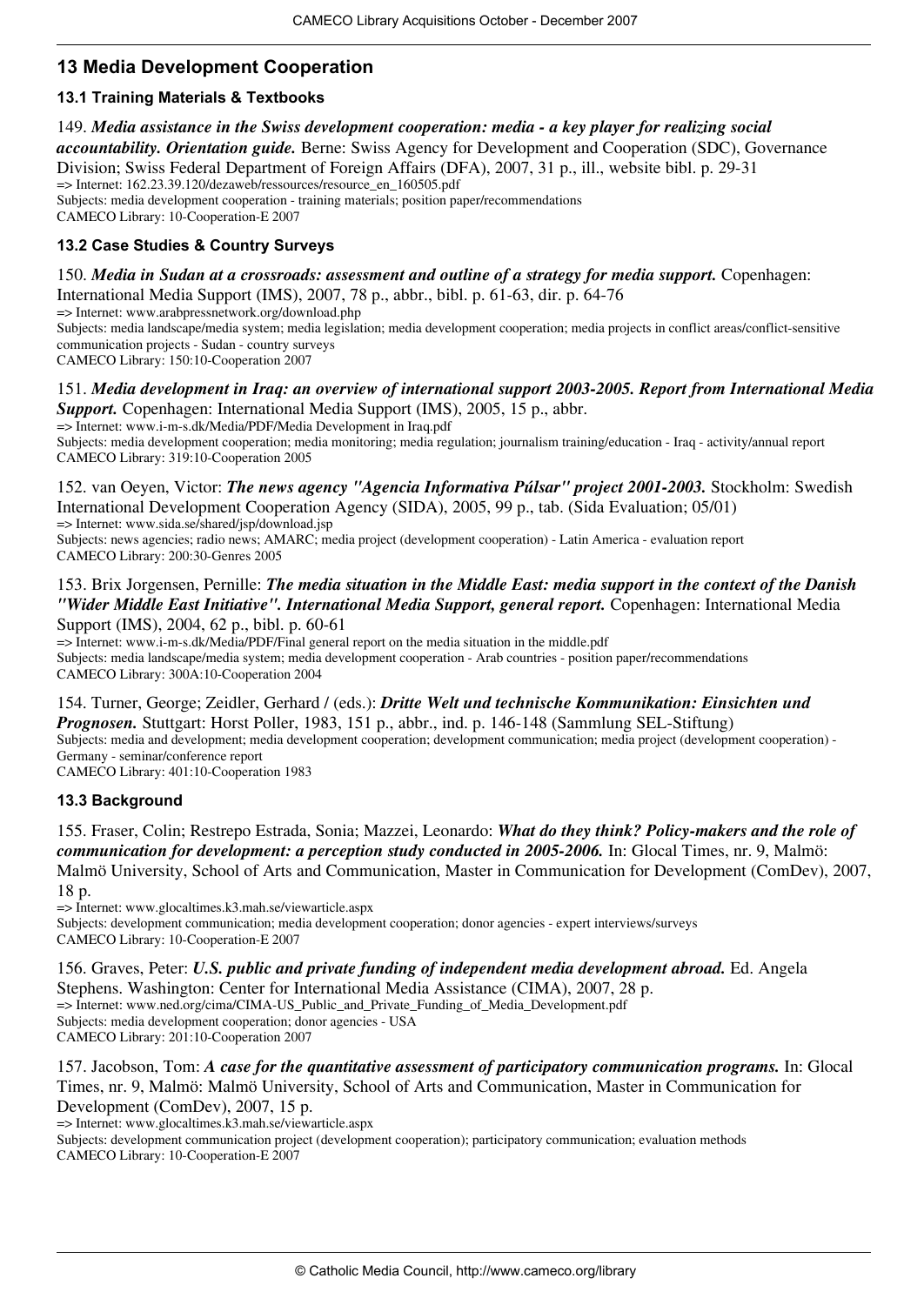## 13 Media Development Cooperation

### 13.1 Training Materials & Textbooks

149. ***Media assistance in the Swiss development cooperation: media - a key player for realizing social accountability. Orientation guide.*** Berne: Swiss Agency for Development and Cooperation (SDC), Governance Division; Swiss Federal Department of Foreign Affairs (DFA), 2007, 31 p., ill., website bibl. p. 29-31
=> Internet: 162.23.39.120/dezaweb/ressources/resource_en_160505.pdf
Subjects: media development cooperation - training materials; position paper/recommendations
CAMECO Library: 10-Cooperation-E 2007

### 13.2 Case Studies & Country Surveys

150. ***Media in Sudan at a crossroads: assessment and outline of a strategy for media support.*** Copenhagen: International Media Support (IMS), 2007, 78 p., abbr., bibl. p. 61-63, dir. p. 64-76
=> Internet: www.arabpressnetwork.org/download.php
Subjects: media landscape/media system; media legislation; media development cooperation; media projects in conflict areas/conflict-sensitive communication projects - Sudan - country surveys
CAMECO Library: 150:10-Cooperation 2007

151. ***Media development in Iraq: an overview of international support 2003-2005. Report from International Media Support.*** Copenhagen: International Media Support (IMS), 2005, 15 p., abbr.
=> Internet: www.i-m-s.dk/Media/PDF/Media Development in Iraq.pdf
Subjects: media development cooperation; media monitoring; media regulation; journalism training/education - Iraq - activity/annual report
CAMECO Library: 319:10-Cooperation 2005

152. van Oeyen, Victor: ***The news agency "Agencia Informativa Púlsar" project 2001-2003.*** Stockholm: Swedish International Development Cooperation Agency (SIDA), 2005, 99 p., tab. (Sida Evaluation; 05/01)
=> Internet: www.sida.se/shared/jsp/download.jsp
Subjects: news agencies; radio news; AMARC; media project (development cooperation) - Latin America - evaluation report
CAMECO Library: 200:30-Genres 2005

153. Brix Jorgensen, Pernille: ***The media situation in the Middle East: media support in the context of the Danish "Wider Middle East Initiative". International Media Support, general report.*** Copenhagen: International Media Support (IMS), 2004, 62 p., bibl. p. 60-61
=> Internet: www.i-m-s.dk/Media/PDF/Final general report on the media situation in the middle.pdf
Subjects: media landscape/media system; media development cooperation - Arab countries - position paper/recommendations
CAMECO Library: 300A:10-Cooperation 2004

154. Turner, George; Zeidler, Gerhard / (eds.): ***Dritte Welt und technische Kommunikation: Einsichten und Prognosen.*** Stuttgart: Horst Poller, 1983, 151 p., abbr., ind. p. 146-148 (Sammlung SEL-Stiftung)
Subjects: media and development; media development cooperation; development communication; media project (development cooperation) - Germany - seminar/conference report
CAMECO Library: 401:10-Cooperation 1983

### 13.3 Background

155. Fraser, Colin; Restrepo Estrada, Sonia; Mazzei, Leonardo: ***What do they think? Policy-makers and the role of communication for development: a perception study conducted in 2005-2006.*** In: Glocal Times, nr. 9, Malmö: Malmö University, School of Arts and Communication, Master in Communication for Development (ComDev), 2007, 18 p.
=> Internet: www.glocaltimes.k3.mah.se/viewarticle.aspx
Subjects: development communication; media development cooperation; donor agencies - expert interviews/surveys
CAMECO Library: 10-Cooperation-E 2007

156. Graves, Peter: ***U.S. public and private funding of independent media development abroad.*** Ed. Angela Stephens. Washington: Center for International Media Assistance (CIMA), 2007, 28 p.
=> Internet: www.ned.org/cima/CIMA-US_Public_and_Private_Funding_of_Media_Development.pdf
Subjects: media development cooperation; donor agencies - USA
CAMECO Library: 201:10-Cooperation 2007

157. Jacobson, Tom: ***A case for the quantitative assessment of participatory communication programs.*** In: Glocal Times, nr. 9, Malmö: Malmö University, School of Arts and Communication, Master in Communication for Development (ComDev), 2007, 15 p.
=> Internet: www.glocaltimes.k3.mah.se/viewarticle.aspx
Subjects: development communication project (development cooperation); participatory communication; evaluation methods
CAMECO Library: 10-Cooperation-E 2007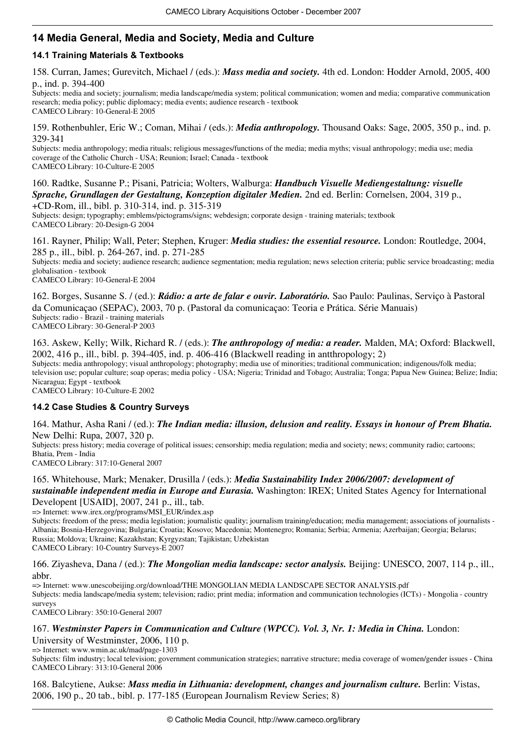## 14 Media General, Media and Society, Media and Culture

### 14.1 Training Materials & Textbooks

158. Curran, James; Gurevitch, Michael / (eds.): ***Mass media and society.*** 4th ed. London: Hodder Arnold, 2005, 400 p., ind. p. 394-400
Subjects: media and society; journalism; media landscape/media system; political communication; women and media; comparative communication research; media policy; public diplomacy; media events; audience research - textbook
CAMECO Library: 10-General-E 2005

159. Rothenbuhler, Eric W.; Coman, Mihai / (eds.): ***Media anthropology.*** Thousand Oaks: Sage, 2005, 350 p., ind. p. 329-341
Subjects: media anthropology; media rituals; religious messages/functions of the media; media myths; visual anthropology; media use; media coverage of the Catholic Church - USA; Reunion; Israel; Canada - textbook
CAMECO Library: 10-Culture-E 2005

160. Radtke, Susanne P.; Pisani, Patricia; Wolters, Walburga: ***Handbuch Visuelle Mediengestaltung: visuelle Sprache, Grundlagen der Gestaltung, Konzeption digitaler Medien.*** 2nd ed. Berlin: Cornelsen, 2004, 319 p., +CD-Rom, ill., bibl. p. 310-314, ind. p. 315-319
Subjects: design; typography; emblems/pictograms/signs; webdesign; corporate design - training materials; textbook
CAMECO Library: 20-Design-G 2004

161. Rayner, Philip; Wall, Peter; Stephen, Kruger: ***Media studies: the essential resource.*** London: Routledge, 2004, 285 p., ill., bibl. p. 264-267, ind. p. 271-285
Subjects: media and society; audience research; audience segmentation; media regulation; news selection criteria; public service broadcasting; media globalisation - textbook
CAMECO Library: 10-General-E 2004

162. Borges, Susanne S. / (ed.): ***Rádio: a arte de falar e ouvir. Laboratório.*** Sao Paulo: Paulinas, Serviço à Pastoral da Comunicaçao (SEPAC), 2003, 70 p. (Pastoral da comunicaçao: Teoria e Prática. Série Manuais)
Subjects: radio - Brazil - training materials
CAMECO Library: 30-General-P 2003

163. Askew, Kelly; Wilk, Richard R. / (eds.): ***The anthropology of media: a reader.*** Malden, MA; Oxford: Blackwell, 2002, 416 p., ill., bibl. p. 394-405, ind. p. 406-416 (Blackwell reading in antthropology; 2)
Subjects: media anthropology; visual anthropology; photography; media use of minorities; traditional communication; indigenous/folk media; television use; popular culture; soap operas; media policy - USA; Nigeria; Trinidad and Tobago; Australia; Tonga; Papua New Guinea; Belize; India; Nicaragua; Egypt - textbook
CAMECO Library: 10-Culture-E 2002

### 14.2 Case Studies & Country Surveys

164. Mathur, Asha Rani / (ed.): ***The Indian media: illusion, delusion and reality. Essays in honour of Prem Bhatia.*** New Delhi: Rupa, 2007, 320 p.
Subjects: press history; media coverage of political issues; censorship; media regulation; media and society; news; community radio; cartoons; Bhatia, Prem - India
CAMECO Library: 317:10-General 2007

165. Whitehouse, Mark; Menaker, Drusilla / (eds.): ***Media Sustainability Index 2006/2007: development of sustainable independent media in Europe and Eurasia.*** Washington: IREX; United States Agency for International Developent [USAID], 2007, 241 p., ill., tab.
=> Internet: www.irex.org/programs/MSI_EUR/index.asp
Subjects: freedom of the press; media legislation; journalistic quality; journalism training/education; media management; associations of journalists - Albania; Bosnia-Herzegovina; Bulgaria; Croatia; Kosovo; Macedonia; Montenegro; Romania; Serbia; Armenia; Azerbaijan; Georgia; Belarus; Russia; Moldova; Ukraine; Kazakhstan; Kyrgyzstan; Tajikistan; Uzbekistan
CAMECO Library: 10-Country Surveys-E 2007

166. Ziyasheva, Dana / (ed.): ***The Mongolian media landscape: sector analysis.*** Beijing: UNESCO, 2007, 114 p., ill., abbr.
=> Internet: www.unescobeijing.org/download/THE MONGOLIAN MEDIA LANDSCAPE SECTOR ANALYSIS.pdf
Subjects: media landscape/media system; television; radio; print media; information and communication technologies (ICTs) - Mongolia - country surveys
CAMECO Library: 350:10-General 2007

167. ***Westminster Papers in Communication and Culture (WPCC). Vol. 3, Nr. 1: Media in China.*** London: University of Westminster, 2006, 110 p.
=> Internet: www.wmin.ac.uk/mad/page-1303
Subjects: film industry; local television; government communication strategies; narrative structure; media coverage of women/gender issues - China
CAMECO Library: 313:10-General 2006

168. Balcytiene, Aukse: ***Mass media in Lithuania: development, changes and journalism culture.*** Berlin: Vistas, 2006, 190 p., 20 tab., bibl. p. 177-185 (European Journalism Review Series; 8)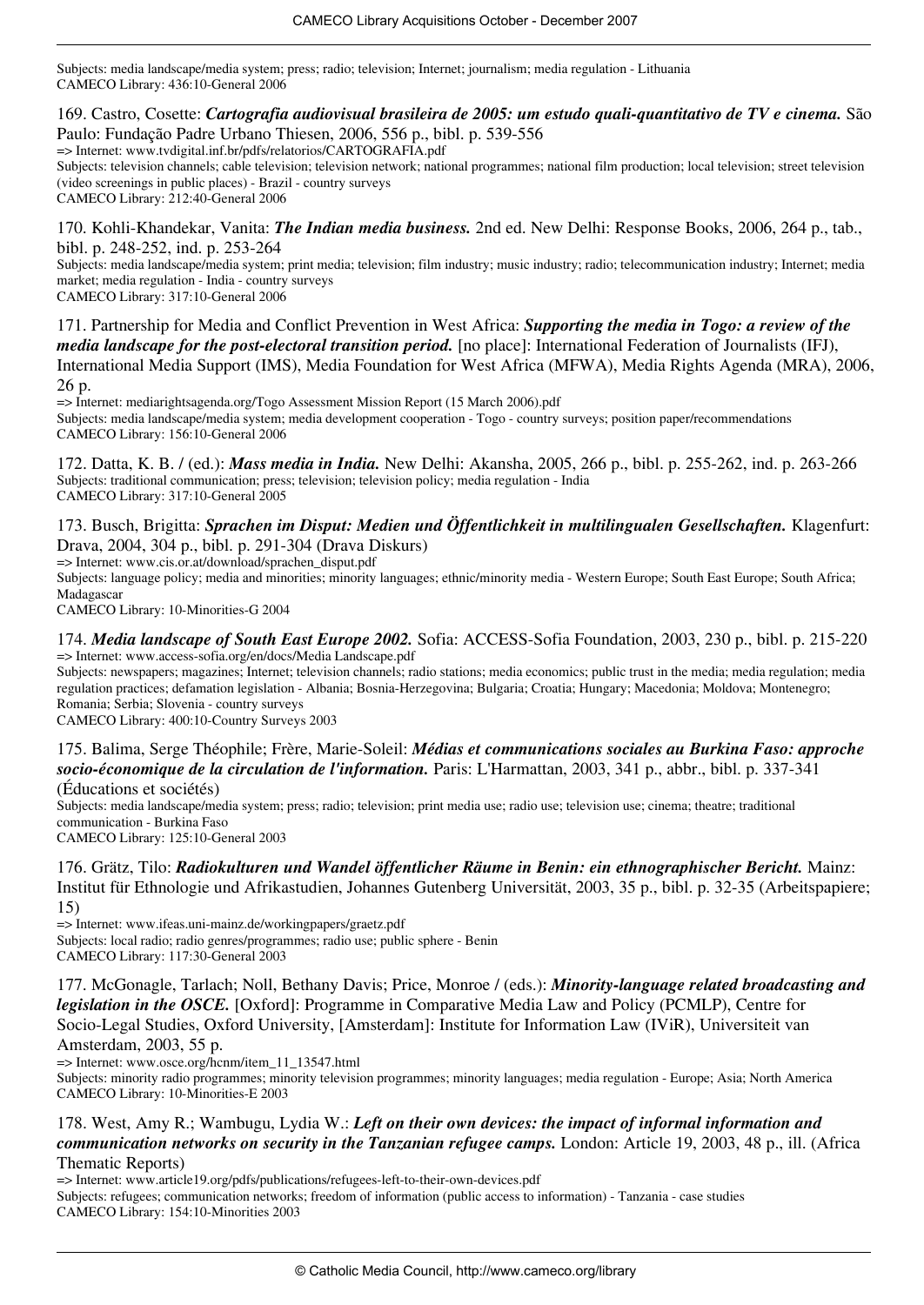Subjects: media landscape/media system; press; radio; television; Internet; journalism; media regulation - Lithuania
CAMECO Library: 436:10-General 2006

169. Castro, Cosette: ***Cartografia audiovisual brasileira de 2005: um estudo quali-quantitativo de TV e cinema.*** São Paulo: Fundação Padre Urbano Thiesen, 2006, 556 p., bibl. p. 539-556
=> Internet: www.tvdigital.inf.br/pdfs/relatorios/CARTOGRAFIA.pdf
Subjects: television channels; cable television; television network; national programmes; national film production; local television; street television (video screenings in public places) - Brazil - country surveys
CAMECO Library: 212:40-General 2006

170. Kohli-Khandekar, Vanita: ***The Indian media business.*** 2nd ed. New Delhi: Response Books, 2006, 264 p., tab., bibl. p. 248-252, ind. p. 253-264
Subjects: media landscape/media system; print media; television; film industry; music industry; radio; telecommunication industry; Internet; media market; media regulation - India - country surveys
CAMECO Library: 317:10-General 2006

171. Partnership for Media and Conflict Prevention in West Africa: ***Supporting the media in Togo: a review of the media landscape for the post-electoral transition period.*** [no place]: International Federation of Journalists (IFJ), International Media Support (IMS), Media Foundation for West Africa (MFWA), Media Rights Agenda (MRA), 2006, 26 p.
=> Internet: mediarightsagenda.org/Togo Assessment Mission Report (15 March 2006).pdf
Subjects: media landscape/media system; media development cooperation - Togo - country surveys; position paper/recommendations
CAMECO Library: 156:10-General 2006

172. Datta, K. B. / (ed.): ***Mass media in India.*** New Delhi: Akansha, 2005, 266 p., bibl. p. 255-262, ind. p. 263-266
Subjects: traditional communication; press; television; television policy; media regulation - India
CAMECO Library: 317:10-General 2005

173. Busch, Brigitta: ***Sprachen im Disput: Medien und Öffentlichkeit in multilingualen Gesellschaften.*** Klagenfurt: Drava, 2004, 304 p., bibl. p. 291-304 (Drava Diskurs)
=> Internet: www.cis.or.at/download/sprachen_disput.pdf
Subjects: language policy; media and minorities; minority languages; ethnic/minority media - Western Europe; South East Europe; South Africa; Madagascar
CAMECO Library: 10-Minorities-G 2004

174. ***Media landscape of South East Europe 2002.*** Sofia: ACCESS-Sofia Foundation, 2003, 230 p., bibl. p. 215-220
=> Internet: www.access-sofia.org/en/docs/Media Landscape.pdf
Subjects: newspapers; magazines; Internet; television channels; radio stations; media economics; public trust in the media; media regulation; media regulation practices; defamation legislation - Albania; Bosnia-Herzegovina; Bulgaria; Croatia; Hungary; Macedonia; Moldova; Montenegro; Romania; Serbia; Slovenia - country surveys
CAMECO Library: 400:10-Country Surveys 2003

175. Balima, Serge Théophile; Frère, Marie-Soleil: ***Médias et communications sociales au Burkina Faso: approche socio-économique de la circulation de l'information.*** Paris: L'Harmattan, 2003, 341 p., abbr., bibl. p. 337-341 (Éducations et sociétés)
Subjects: media landscape/media system; press; radio; television; print media use; radio use; television use; cinema; theatre; traditional communication - Burkina Faso
CAMECO Library: 125:10-General 2003

176. Grätz, Tilo: ***Radiokulturen und Wandel öffentlicher Räume in Benin: ein ethnographischer Bericht.*** Mainz: Institut für Ethnologie und Afrikastudien, Johannes Gutenberg Universität, 2003, 35 p., bibl. p. 32-35 (Arbeitspapiere; 15)
=> Internet: www.ifeas.uni-mainz.de/workingpapers/graetz.pdf
Subjects: local radio; radio genres/programmes; radio use; public sphere - Benin
CAMECO Library: 117:30-General 2003

177. McGonagle, Tarlach; Noll, Bethany Davis; Price, Monroe / (eds.): ***Minority-language related broadcasting and legislation in the OSCE.*** [Oxford]: Programme in Comparative Media Law and Policy (PCMLP), Centre for Socio-Legal Studies, Oxford University, [Amsterdam]: Institute for Information Law (IViR), Universiteit van Amsterdam, 2003, 55 p.
=> Internet: www.osce.org/hcnm/item_11_13547.html
Subjects: minority radio programmes; minority television programmes; minority languages; media regulation - Europe; Asia; North America
CAMECO Library: 10-Minorities-E 2003

178. West, Amy R.; Wambugu, Lydia W.: ***Left on their own devices: the impact of informal information and communication networks on security in the Tanzanian refugee camps.*** London: Article 19, 2003, 48 p., ill. (Africa Thematic Reports)
=> Internet: www.article19.org/pdfs/publications/refugees-left-to-their-own-devices.pdf
Subjects: refugees; communication networks; freedom of information (public access to information) - Tanzania - case studies
CAMECO Library: 154:10-Minorities 2003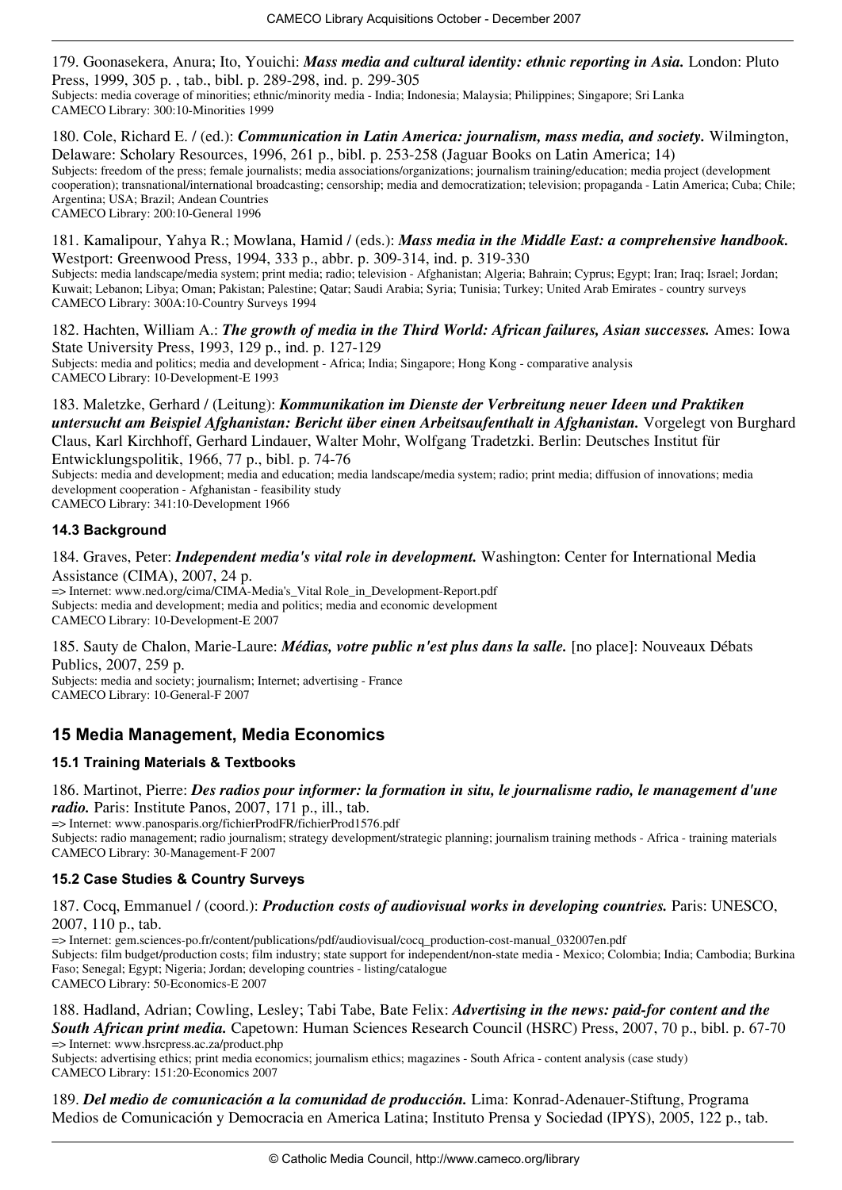179. Goonasekera, Anura; Ito, Youichi: ***Mass media and cultural identity: ethnic reporting in Asia.*** London: Pluto Press, 1999, 305 p. , tab., bibl. p. 289-298, ind. p. 299-305
Subjects: media coverage of minorities; ethnic/minority media - India; Indonesia; Malaysia; Philippines; Singapore; Sri Lanka
CAMECO Library: 300:10-Minorities 1999

180. Cole, Richard E. / (ed.): ***Communication in Latin America: journalism, mass media, and society.*** Wilmington, Delaware: Scholary Resources, 1996, 261 p., bibl. p. 253-258 (Jaguar Books on Latin America; 14)
Subjects: freedom of the press; female journalists; media associations/organizations; journalism training/education; media project (development cooperation); transnational/international broadcasting; censorship; media and democratization; television; propaganda - Latin America; Cuba; Chile; Argentina; USA; Brazil; Andean Countries
CAMECO Library: 200:10-General 1996

181. Kamalipour, Yahya R.; Mowlana, Hamid / (eds.): ***Mass media in the Middle East: a comprehensive handbook.*** Westport: Greenwood Press, 1994, 333 p., abbr. p. 309-314, ind. p. 319-330
Subjects: media landscape/media system; print media; radio; television - Afghanistan; Algeria; Bahrain; Cyprus; Egypt; Iran; Iraq; Israel; Jordan; Kuwait; Lebanon; Libya; Oman; Pakistan; Palestine; Qatar; Saudi Arabia; Syria; Tunisia; Turkey; United Arab Emirates - country surveys
CAMECO Library: 300A:10-Country Surveys 1994

182. Hachten, William A.: ***The growth of media in the Third World: African failures, Asian successes.*** Ames: Iowa State University Press, 1993, 129 p., ind. p. 127-129
Subjects: media and politics; media and development - Africa; India; Singapore; Hong Kong - comparative analysis
CAMECO Library: 10-Development-E 1993

183. Maletzke, Gerhard / (Leitung): ***Kommunikation im Dienste der Verbreitung neuer Ideen und Praktiken untersucht am Beispiel Afghanistan: Bericht über einen Arbeitsaufenthalt in Afghanistan.*** Vorgelegt von Burghard Claus, Karl Kirchhoff, Gerhard Lindauer, Walter Mohr, Wolfgang Tradetzki. Berlin: Deutsches Institut für Entwicklungspolitik, 1966, 77 p., bibl. p. 74-76
Subjects: media and development; media and education; media landscape/media system; radio; print media; diffusion of innovations; media development cooperation - Afghanistan - feasibility study
CAMECO Library: 341:10-Development 1966

### 14.3 Background

184. Graves, Peter: ***Independent media's vital role in development.*** Washington: Center for International Media Assistance (CIMA), 2007, 24 p.
=> Internet: www.ned.org/cima/CIMA-Media's_Vital Role_in_Development-Report.pdf
Subjects: media and development; media and politics; media and economic development
CAMECO Library: 10-Development-E 2007

185. Sauty de Chalon, Marie-Laure: ***Médias, votre public n'est plus dans la salle.*** [no place]: Nouveaux Débats Publics, 2007, 259 p.
Subjects: media and society; journalism; Internet; advertising - France
CAMECO Library: 10-General-F 2007

## 15 Media Management, Media Economics

### 15.1 Training Materials & Textbooks

186. Martinot, Pierre: ***Des radios pour informer: la formation in situ, le journalisme radio, le management d'une radio.*** Paris: Institute Panos, 2007, 171 p., ill., tab.
=> Internet: www.panosparis.org/fichierProdFR/fichierProd1576.pdf
Subjects: radio management; radio journalism; strategy development/strategic planning; journalism training methods - Africa - training materials
CAMECO Library: 30-Management-F 2007

### 15.2 Case Studies & Country Surveys

187. Cocq, Emmanuel / (coord.): ***Production costs of audiovisual works in developing countries.*** Paris: UNESCO, 2007, 110 p., tab.
=> Internet: gem.sciences-po.fr/content/publications/pdf/audiovisual/cocq_production-cost-manual_032007en.pdf
Subjects: film budget/production costs; film industry; state support for independent/non-state media - Mexico; Colombia; India; Cambodia; Burkina Faso; Senegal; Egypt; Nigeria; Jordan; developing countries - listing/catalogue
CAMECO Library: 50-Economics-E 2007

188. Hadland, Adrian; Cowling, Lesley; Tabi Tabe, Bate Felix: ***Advertising in the news: paid-for content and the South African print media.*** Capetown: Human Sciences Research Council (HSRC) Press, 2007, 70 p., bibl. p. 67-70
=> Internet: www.hsrcpress.ac.za/product.php
Subjects: advertising ethics; print media economics; journalism ethics; magazines - South Africa - content analysis (case study)
CAMECO Library: 151:20-Economics 2007

189. ***Del medio de comunicación a la comunidad de producción.*** Lima: Konrad-Adenauer-Stiftung, Programa Medios de Comunicación y Democracia en America Latina; Instituto Prensa y Sociedad (IPYS), 2005, 122 p., tab.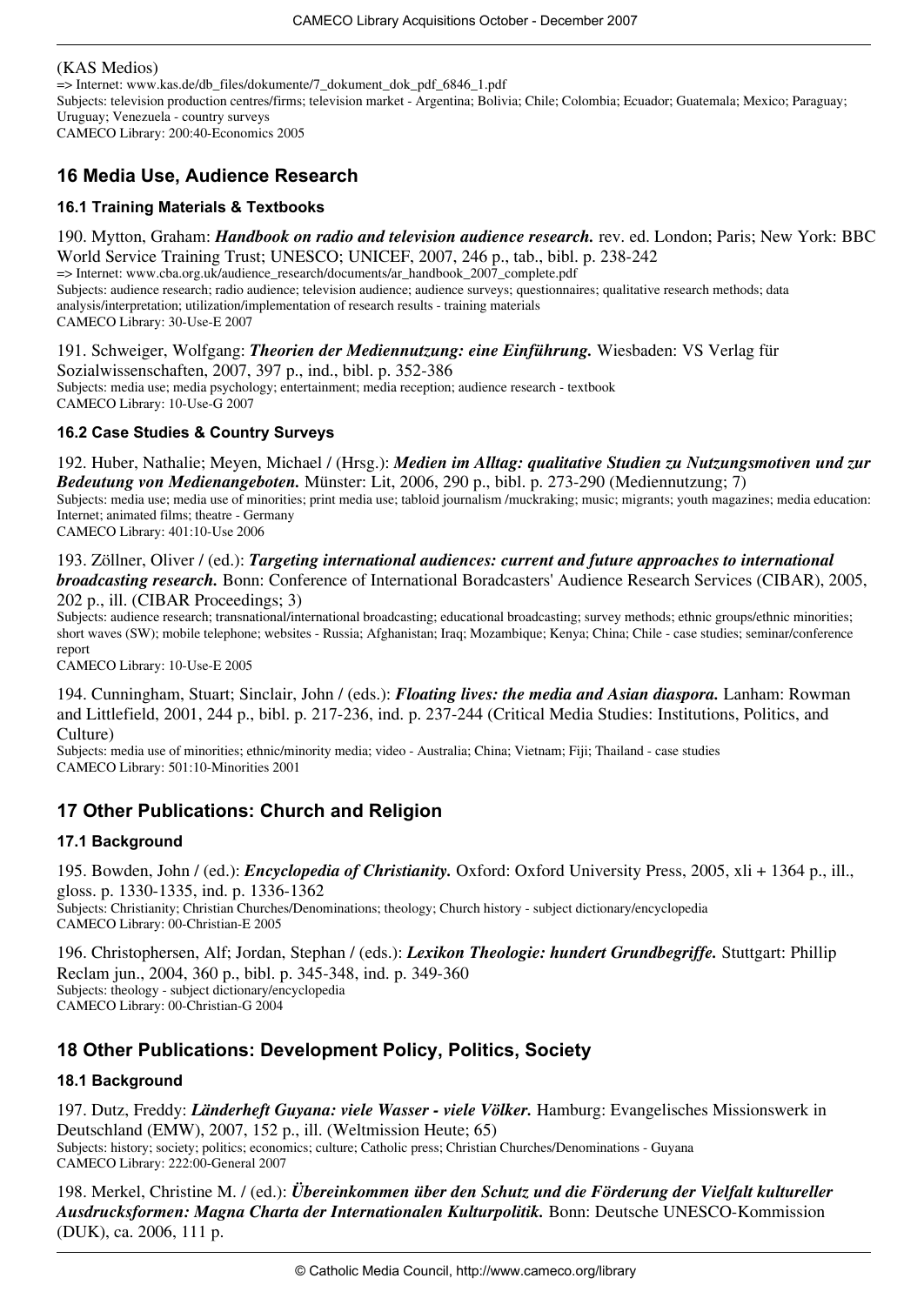(KAS Medios)
=> Internet: www.kas.de/db_files/dokumente/7_dokument_dok_pdf_6846_1.pdf
Subjects: television production centres/firms; television market - Argentina; Bolivia; Chile; Colombia; Ecuador; Guatemala; Mexico; Paraguay; Uruguay; Venezuela - country surveys
CAMECO Library: 200:40-Economics 2005

## 16 Media Use, Audience Research

### 16.1 Training Materials & Textbooks

190. Mytton, Graham: ***Handbook on radio and television audience research.*** rev. ed. London; Paris; New York: BBC World Service Training Trust; UNESCO; UNICEF, 2007, 246 p., tab., bibl. p. 238-242
=> Internet: www.cba.org.uk/audience_research/documents/ar_handbook_2007_complete.pdf
Subjects: audience research; radio audience; television audience; audience surveys; questionnaires; qualitative research methods; data analysis/interpretation; utilization/implementation of research results - training materials
CAMECO Library: 30-Use-E 2007

191. Schweiger, Wolfgang: ***Theorien der Mediennutzung: eine Einführung.*** Wiesbaden: VS Verlag für Sozialwissenschaften, 2007, 397 p., ind., bibl. p. 352-386
Subjects: media use; media psychology; entertainment; media reception; audience research - textbook
CAMECO Library: 10-Use-G 2007

### 16.2 Case Studies & Country Surveys

192. Huber, Nathalie; Meyen, Michael / (Hrsg.): ***Medien im Alltag: qualitative Studien zu Nutzungsmotiven und zur Bedeutung von Medienangeboten.*** Münster: Lit, 2006, 290 p., bibl. p. 273-290 (Mediennutzung; 7)
Subjects: media use; media use of minorities; print media use; tabloid journalism /muckraking; music; migrants; youth magazines; media education: Internet; animated films; theatre - Germany
CAMECO Library: 401:10-Use 2006

193. Zöllner, Oliver / (ed.): ***Targeting international audiences: current and future approaches to international broadcasting research.*** Bonn: Conference of International Boradcasters' Audience Research Services (CIBAR), 2005, 202 p., ill. (CIBAR Proceedings; 3)
Subjects: audience research; transnational/international broadcasting; educational broadcasting; survey methods; ethnic groups/ethnic minorities; short waves (SW); mobile telephone; websites - Russia; Afghanistan; Iraq; Mozambique; Kenya; China; Chile - case studies; seminar/conference report
CAMECO Library: 10-Use-E 2005

194. Cunningham, Stuart; Sinclair, John / (eds.): ***Floating lives: the media and Asian diaspora.*** Lanham: Rowman and Littlefield, 2001, 244 p., bibl. p. 217-236, ind. p. 237-244 (Critical Media Studies: Institutions, Politics, and Culture)
Subjects: media use of minorities; ethnic/minority media; video - Australia; China; Vietnam; Fiji; Thailand - case studies
CAMECO Library: 501:10-Minorities 2001

## 17 Other Publications: Church and Religion

### 17.1 Background

195. Bowden, John / (ed.): ***Encyclopedia of Christianity.*** Oxford: Oxford University Press, 2005, xli + 1364 p., ill., gloss. p. 1330-1335, ind. p. 1336-1362
Subjects: Christianity; Christian Churches/Denominations; theology; Church history - subject dictionary/encyclopedia
CAMECO Library: 00-Christian-E 2005

196. Christophersen, Alf; Jordan, Stephan / (eds.): ***Lexikon Theologie: hundert Grundbegriffe.*** Stuttgart: Phillip Reclam jun., 2004, 360 p., bibl. p. 345-348, ind. p. 349-360
Subjects: theology - subject dictionary/encyclopedia
CAMECO Library: 00-Christian-G 2004

## 18 Other Publications: Development Policy, Politics, Society

### 18.1 Background

197. Dutz, Freddy: ***Länderheft Guyana: viele Wasser - viele Völker.*** Hamburg: Evangelisches Missionswerk in Deutschland (EMW), 2007, 152 p., ill. (Weltmission Heute; 65)
Subjects: history; society; politics; economics; culture; Catholic press; Christian Churches/Denominations - Guyana
CAMECO Library: 222:00-General 2007

198. Merkel, Christine M. / (ed.): ***Übereinkommen über den Schutz und die Förderung der Vielfalt kultureller Ausdrucksformen: Magna Charta der Internationalen Kulturpolitik.*** Bonn: Deutsche UNESCO-Kommission (DUK), ca. 2006, 111 p.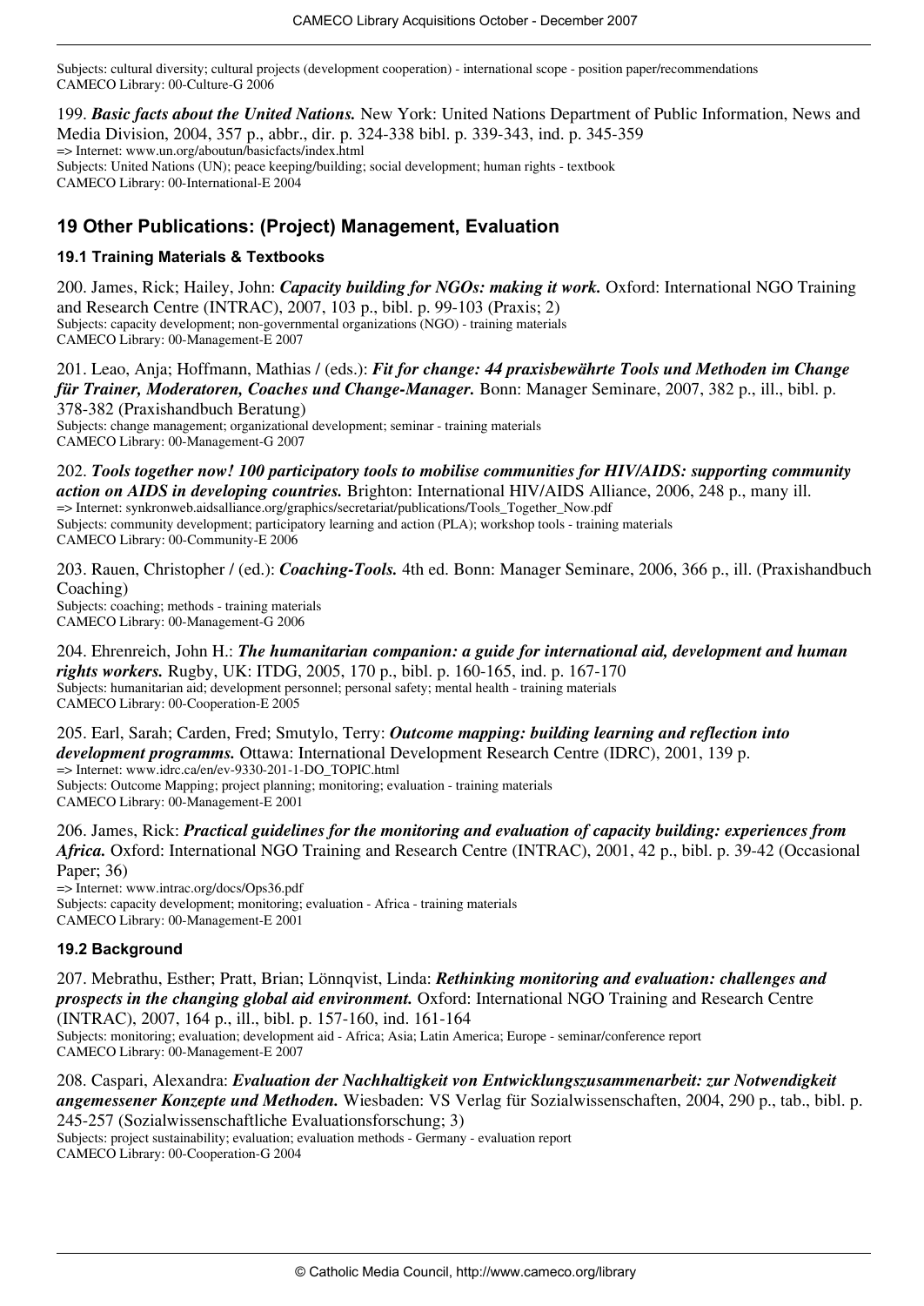Subjects: cultural diversity; cultural projects (development cooperation) - international scope - position paper/recommendations
CAMECO Library: 00-Culture-G 2006

199. ***Basic facts about the United Nations.*** New York: United Nations Department of Public Information, News and Media Division, 2004, 357 p., abbr., dir. p. 324-338 bibl. p. 339-343, ind. p. 345-359
=> Internet: www.un.org/aboutun/basicfacts/index.html
Subjects: United Nations (UN); peace keeping/building; social development; human rights - textbook
CAMECO Library: 00-International-E 2004

## 19 Other Publications: (Project) Management, Evaluation

### 19.1 Training Materials & Textbooks

200. James, Rick; Hailey, John: ***Capacity building for NGOs: making it work.*** Oxford: International NGO Training and Research Centre (INTRAC), 2007, 103 p., bibl. p. 99-103 (Praxis; 2)
Subjects: capacity development; non-governmental organizations (NGO) - training materials
CAMECO Library: 00-Management-E 2007

201. Leao, Anja; Hoffmann, Mathias / (eds.): ***Fit for change: 44 praxisbewährte Tools und Methoden im Change für Trainer, Moderatoren, Coaches und Change-Manager.*** Bonn: Manager Seminare, 2007, 382 p., ill., bibl. p. 378-382 (Praxishandbuch Beratung)
Subjects: change management; organizational development; seminar - training materials
CAMECO Library: 00-Management-G 2007

202. ***Tools together now! 100 participatory tools to mobilise communities for HIV/AIDS: supporting community action on AIDS in developing countries.*** Brighton: International HIV/AIDS Alliance, 2006, 248 p., many ill.
=> Internet: synkronweb.aidsalliance.org/graphics/secretariat/publications/Tools_Together_Now.pdf
Subjects: community development; participatory learning and action (PLA); workshop tools - training materials
CAMECO Library: 00-Community-E 2006

203. Rauen, Christopher / (ed.): ***Coaching-Tools.*** 4th ed. Bonn: Manager Seminare, 2006, 366 p., ill. (Praxishandbuch Coaching)
Subjects: coaching; methods - training materials
CAMECO Library: 00-Management-G 2006

204. Ehrenreich, John H.: ***The humanitarian companion: a guide for international aid, development and human rights workers.*** Rugby, UK: ITDG, 2005, 170 p., bibl. p. 160-165, ind. p. 167-170
Subjects: humanitarian aid; development personnel; personal safety; mental health - training materials
CAMECO Library: 00-Cooperation-E 2005

205. Earl, Sarah; Carden, Fred; Smutylo, Terry: ***Outcome mapping: building learning and reflection into development programms.*** Ottawa: International Development Research Centre (IDRC), 2001, 139 p.
=> Internet: www.idrc.ca/en/ev-9330-201-1-DO_TOPIC.html
Subjects: Outcome Mapping; project planning; monitoring; evaluation - training materials
CAMECO Library: 00-Management-E 2001

206. James, Rick: ***Practical guidelines for the monitoring and evaluation of capacity building: experiences from Africa.*** Oxford: International NGO Training and Research Centre (INTRAC), 2001, 42 p., bibl. p. 39-42 (Occasional Paper; 36)
=> Internet: www.intrac.org/docs/Ops36.pdf
Subjects: capacity development; monitoring; evaluation - Africa - training materials
CAMECO Library: 00-Management-E 2001

### 19.2 Background

207. Mebrathu, Esther; Pratt, Brian; Lönnqvist, Linda: ***Rethinking monitoring and evaluation: challenges and prospects in the changing global aid environment.*** Oxford: International NGO Training and Research Centre (INTRAC), 2007, 164 p., ill., bibl. p. 157-160, ind. 161-164
Subjects: monitoring; evaluation; development aid - Africa; Asia; Latin America; Europe - seminar/conference report
CAMECO Library: 00-Management-E 2007

208. Caspari, Alexandra: ***Evaluation der Nachhaltigkeit von Entwicklungszusammenarbeit: zur Notwendigkeit angemessener Konzepte und Methoden.*** Wiesbaden: VS Verlag für Sozialwissenschaften, 2004, 290 p., tab., bibl. p. 245-257 (Sozialwissenschaftliche Evaluationsforschung; 3)
Subjects: project sustainability; evaluation; evaluation methods - Germany - evaluation report
CAMECO Library: 00-Cooperation-G 2004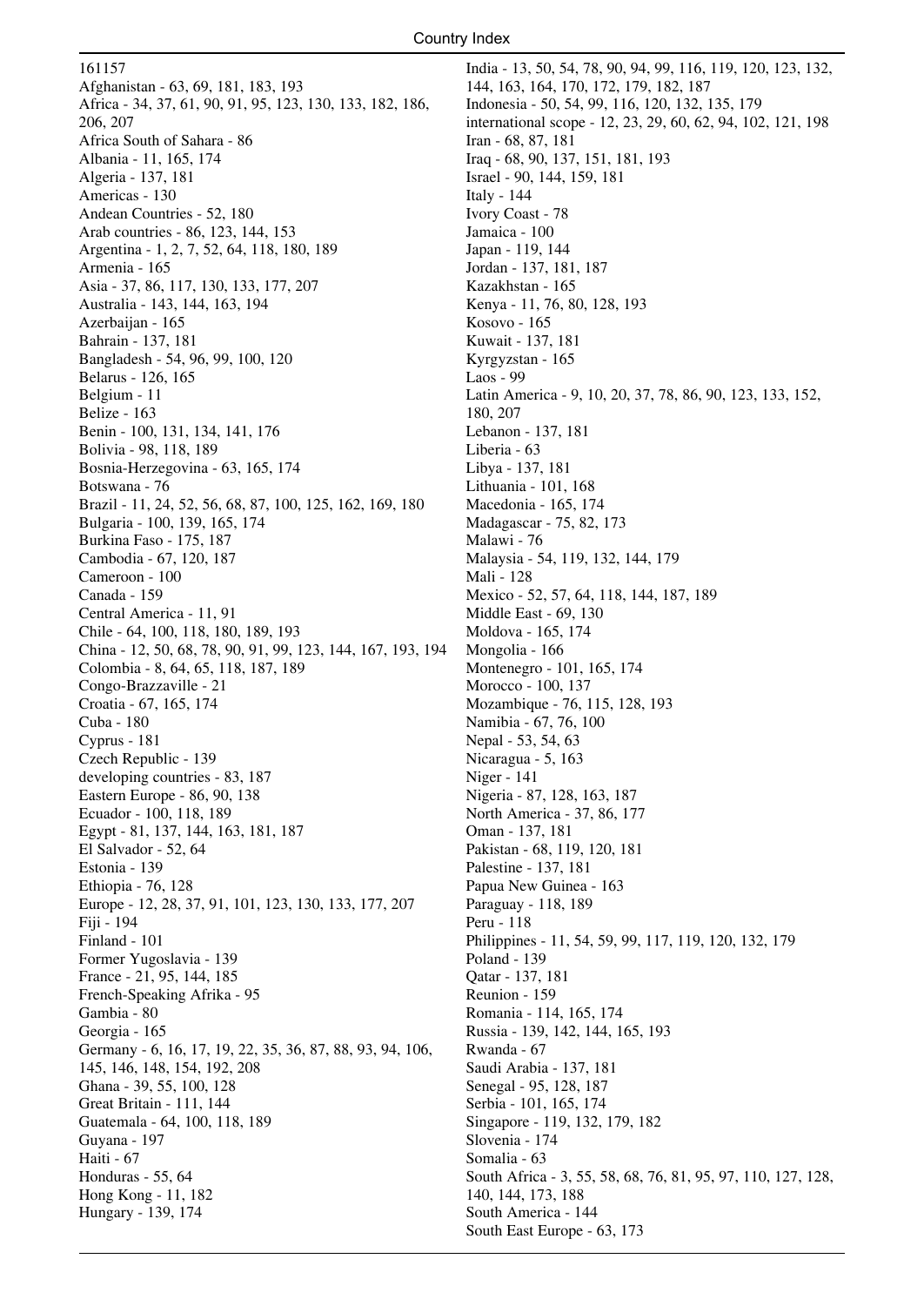161157
Afghanistan - 63, 69, 181, 183, 193
Africa - 34, 37, 61, 90, 91, 95, 123, 130, 133, 182, 186, 206, 207
Africa South of Sahara - 86
Albania - 11, 165, 174
Algeria - 137, 181
Americas - 130
Andean Countries - 52, 180
Arab countries - 86, 123, 144, 153
Argentina - 1, 2, 7, 52, 64, 118, 180, 189
Armenia - 165
Asia - 37, 86, 117, 130, 133, 177, 207
Australia - 143, 144, 163, 194
Azerbaijan - 165
Bahrain - 137, 181
Bangladesh - 54, 96, 99, 100, 120
Belarus - 126, 165
Belgium - 11
Belize - 163
Benin - 100, 131, 134, 141, 176
Bolivia - 98, 118, 189
Bosnia-Herzegovina - 63, 165, 174
Botswana - 76
Brazil - 11, 24, 52, 56, 68, 87, 100, 125, 162, 169, 180
Bulgaria - 100, 139, 165, 174
Burkina Faso - 175, 187
Cambodia - 67, 120, 187
Cameroon - 100
Canada - 159
Central America - 11, 91
Chile - 64, 100, 118, 180, 189, 193
China - 12, 50, 68, 78, 90, 91, 99, 123, 144, 167, 193, 194
Colombia - 8, 64, 65, 118, 187, 189
Congo-Brazzaville - 21
Croatia - 67, 165, 174
Cuba - 180
Cyprus - 181
Czech Republic - 139
developing countries - 83, 187
Eastern Europe - 86, 90, 138
Ecuador - 100, 118, 189
Egypt - 81, 137, 144, 163, 181, 187
El Salvador - 52, 64
Estonia - 139
Ethiopia - 76, 128
Europe - 12, 28, 37, 91, 101, 123, 130, 133, 177, 207
Fiji - 194
Finland - 101
Former Yugoslavia - 139
France - 21, 95, 144, 185
French-Speaking Afrika - 95
Gambia - 80
Georgia - 165
Germany - 6, 16, 17, 19, 22, 35, 36, 87, 88, 93, 94, 106, 145, 146, 148, 154, 192, 208
Ghana - 39, 55, 100, 128
Great Britain - 111, 144
Guatemala - 64, 100, 118, 189
Guyana - 197
Haiti - 67
Honduras - 55, 64
Hong Kong - 11, 182
Hungary - 139, 174
India - 13, 50, 54, 78, 90, 94, 99, 116, 119, 120, 123, 132, 144, 163, 164, 170, 172, 179, 182, 187
Indonesia - 50, 54, 99, 116, 120, 132, 135, 179
international scope - 12, 23, 29, 60, 62, 94, 102, 121, 198
Iran - 68, 87, 181
Iraq - 68, 90, 137, 151, 181, 193
Israel - 90, 144, 159, 181
Italy - 144
Ivory Coast - 78
Jamaica - 100
Japan - 119, 144
Jordan - 137, 181, 187
Kazakhstan - 165
Kenya - 11, 76, 80, 128, 193
Kosovo - 165
Kuwait - 137, 181
Kyrgyzstan - 165
Laos - 99
Latin America - 9, 10, 20, 37, 78, 86, 90, 123, 133, 152, 180, 207
Lebanon - 137, 181
Liberia - 63
Libya - 137, 181
Lithuania - 101, 168
Macedonia - 165, 174
Madagascar - 75, 82, 173
Malawi - 76
Malaysia - 54, 119, 132, 144, 179
Mali - 128
Mexico - 52, 57, 64, 118, 144, 187, 189
Middle East - 69, 130
Moldova - 165, 174
Mongolia - 166
Montenegro - 101, 165, 174
Morocco - 100, 137
Mozambique - 76, 115, 128, 193
Namibia - 67, 76, 100
Nepal - 53, 54, 63
Nicaragua - 5, 163
Niger - 141
Nigeria - 87, 128, 163, 187
North America - 37, 86, 177
Oman - 137, 181
Pakistan - 68, 119, 120, 181
Palestine - 137, 181
Papua New Guinea - 163
Paraguay - 118, 189
Peru - 118
Philippines - 11, 54, 59, 99, 117, 119, 120, 132, 179
Poland - 139
Qatar - 137, 181
Reunion - 159
Romania - 114, 165, 174
Russia - 139, 142, 144, 165, 193
Rwanda - 67
Saudi Arabia - 137, 181
Senegal - 95, 128, 187
Serbia - 101, 165, 174
Singapore - 119, 132, 179, 182
Slovenia - 174
Somalia - 63
South Africa - 3, 55, 58, 68, 76, 81, 95, 97, 110, 127, 128, 140, 144, 173, 188
South America - 144
South East Europe - 63, 173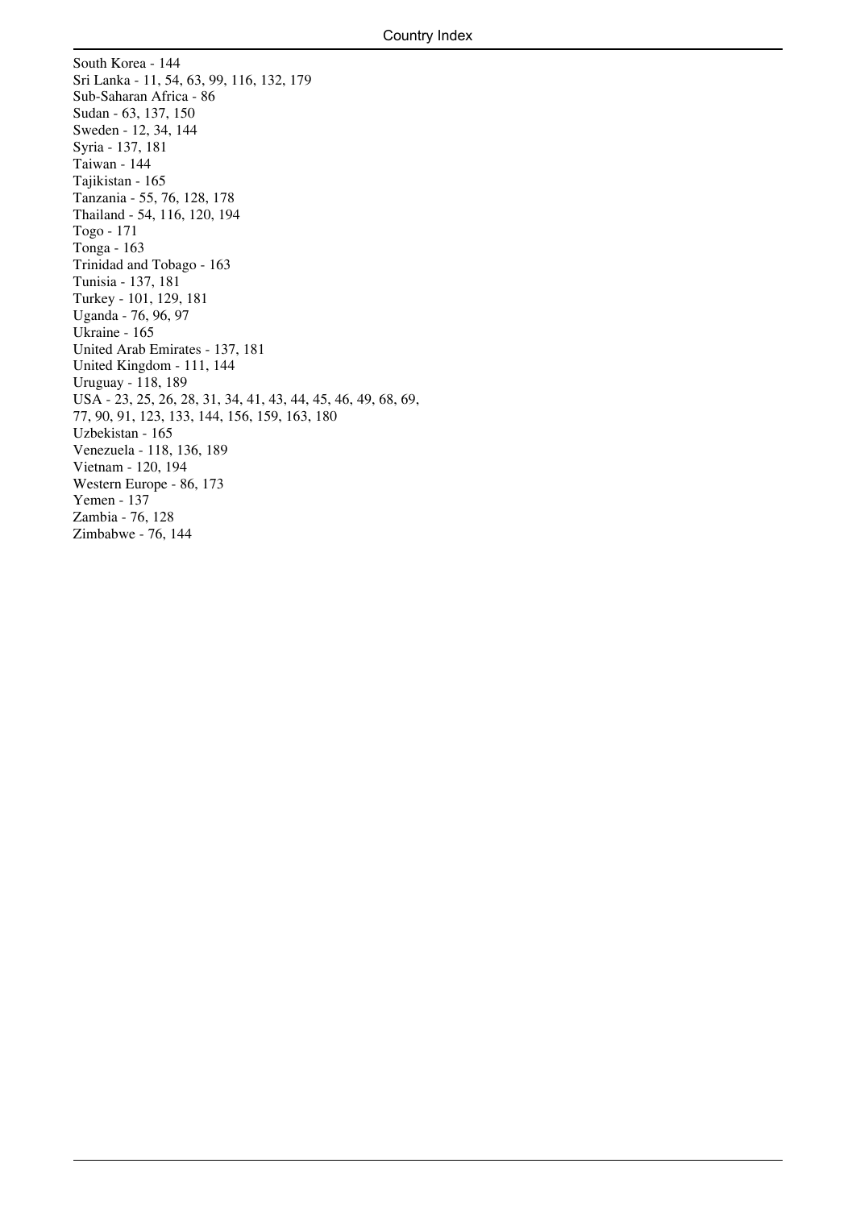South Korea - 144
Sri Lanka - 11, 54, 63, 99, 116, 132, 179
Sub-Saharan Africa - 86
Sudan - 63, 137, 150
Sweden - 12, 34, 144
Syria - 137, 181
Taiwan - 144
Tajikistan - 165
Tanzania - 55, 76, 128, 178
Thailand - 54, 116, 120, 194
Togo - 171
Tonga - 163
Trinidad and Tobago - 163
Tunisia - 137, 181
Turkey - 101, 129, 181
Uganda - 76, 96, 97
Ukraine - 165
United Arab Emirates - 137, 181
United Kingdom - 111, 144
Uruguay - 118, 189
USA - 23, 25, 26, 28, 31, 34, 41, 43, 44, 45, 46, 49, 68, 69, 77, 90, 91, 123, 133, 144, 156, 159, 163, 180
Uzbekistan - 165
Venezuela - 118, 136, 189
Vietnam - 120, 194
Western Europe - 86, 173
Yemen - 137
Zambia - 76, 128
Zimbabwe - 76, 144